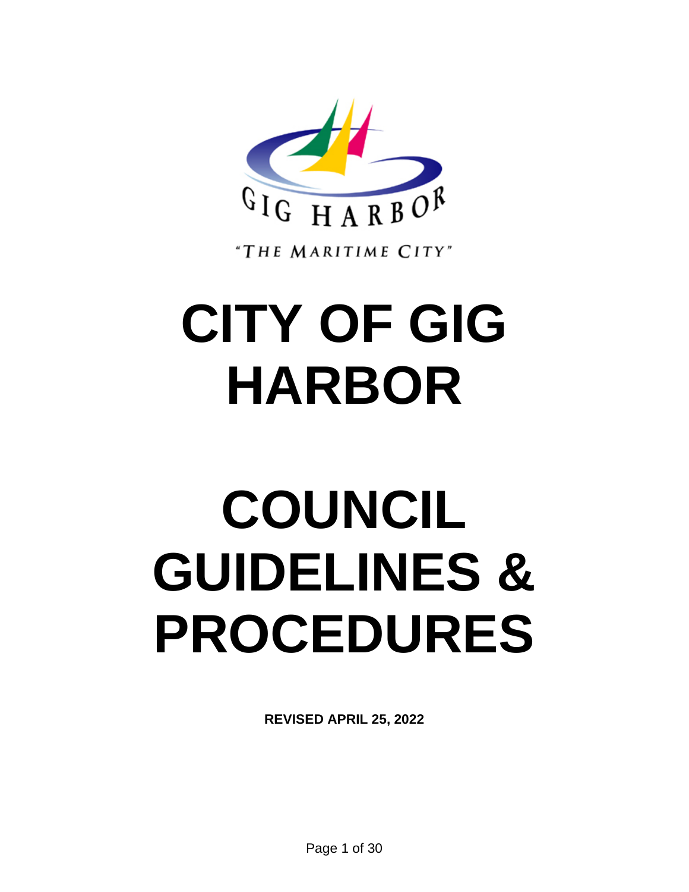GIG HARBOR

"THE MARITIME CITY"

# CITY OF GIG HARBOR

# COUNCIL GUIDELINES & PROCEDURES

**REVISED APRIL 25, 2022**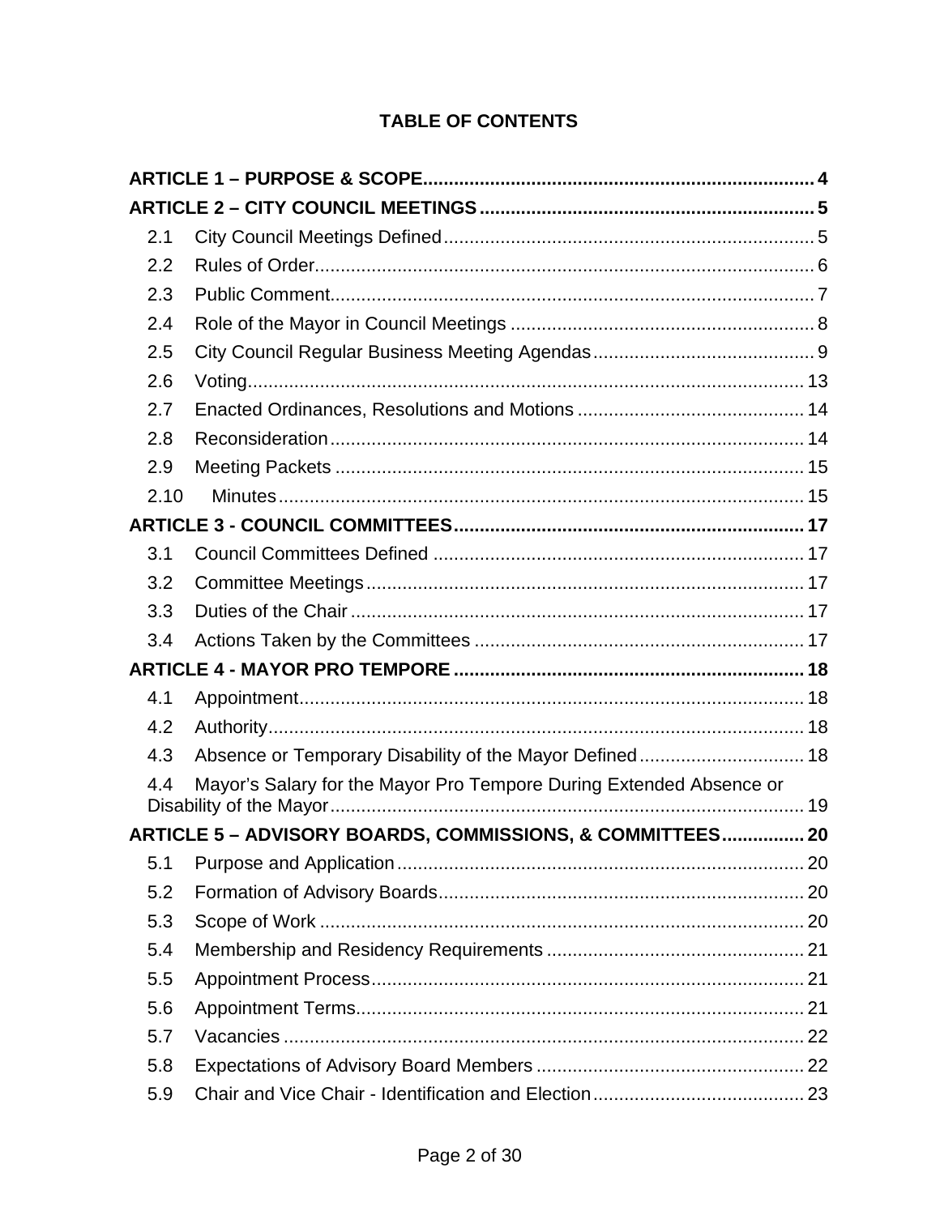# TABLE OF CONTENTS

**ARTICLE 1 – PURPOSE & SCOPE** .......... 4

**ARTICLE 2 – CITY COUNCIL MEETINGS** .......... 5

- 2.1 City Council Meetings Defined .......... 5
- 2.2 Rules of Order .......... 6
- 2.3 Public Comment .......... 7
- 2.4 Role of the Mayor in Council Meetings .......... 8
- 2.5 City Council Regular Business Meeting Agendas .......... 9
- 2.6 Voting .......... 13
- 2.7 Enacted Ordinances, Resolutions and Motions .......... 14
- 2.8 Reconsideration .......... 14
- 2.9 Meeting Packets .......... 15
- 2.10 Minutes .......... 15

**ARTICLE 3 - COUNCIL COMMITTEES** .......... 17

- 3.1 Council Committees Defined .......... 17
- 3.2 Committee Meetings .......... 17
- 3.3 Duties of the Chair .......... 17
- 3.4 Actions Taken by the Committees .......... 17

**ARTICLE 4 - MAYOR PRO TEMPORE** .......... 18

- 4.1 Appointment .......... 18
- 4.2 Authority .......... 18
- 4.3 Absence or Temporary Disability of the Mayor Defined .......... 18
- 4.4 Mayor's Salary for the Mayor Pro Tempore During Extended Absence or Disability of the Mayor .......... 19

**ARTICLE 5 – ADVISORY BOARDS, COMMISSIONS, & COMMITTEES** .......... 20

- 5.1 Purpose and Application .......... 20
- 5.2 Formation of Advisory Boards .......... 20
- 5.3 Scope of Work .......... 20
- 5.4 Membership and Residency Requirements .......... 21
- 5.5 Appointment Process .......... 21
- 5.6 Appointment Terms .......... 21
- 5.7 Vacancies .......... 22
- 5.8 Expectations of Advisory Board Members .......... 22
- 5.9 Chair and Vice Chair - Identification and Election .......... 23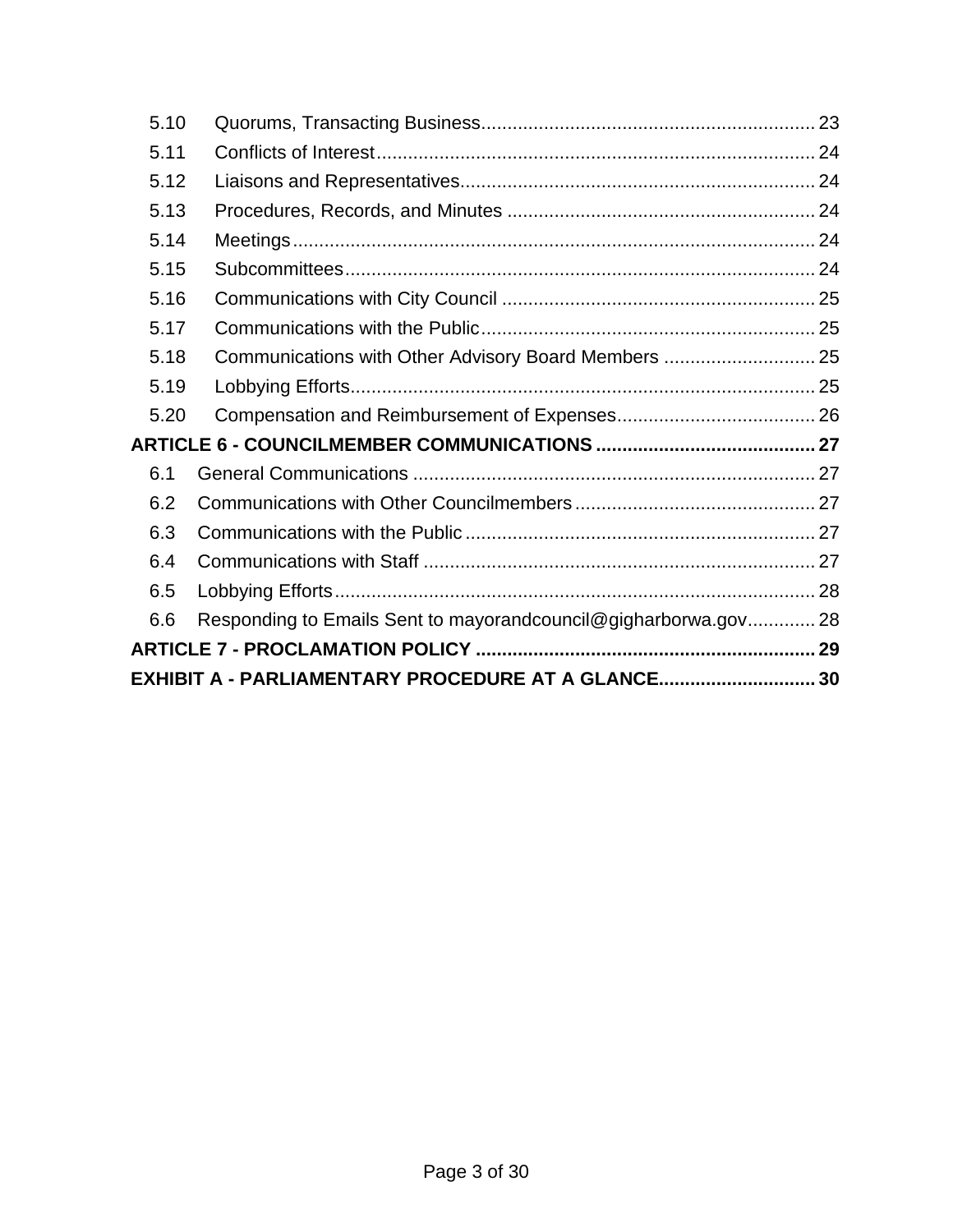5.10 Quorums, Transacting Business ... 23
5.11 Conflicts of Interest ... 24
5.12 Liaisons and Representatives ... 24
5.13 Procedures, Records, and Minutes ... 24
5.14 Meetings ... 24
5.15 Subcommittees ... 24
5.16 Communications with City Council ... 25
5.17 Communications with the Public ... 25
5.18 Communications with Other Advisory Board Members ... 25
5.19 Lobbying Efforts ... 25
5.20 Compensation and Reimbursement of Expenses ... 26

**ARTICLE 6 - COUNCILMEMBER COMMUNICATIONS ... 27**

6.1 General Communications ... 27
6.2 Communications with Other Councilmembers ... 27
6.3 Communications with the Public ... 27
6.4 Communications with Staff ... 27
6.5 Lobbying Efforts ... 28
6.6 Responding to Emails Sent to mayorandcouncil@gigharborwa.gov ... 28

**ARTICLE 7 - PROCLAMATION POLICY ... 29**

**EXHIBIT A - PARLIAMENTARY PROCEDURE AT A GLANCE ... 30**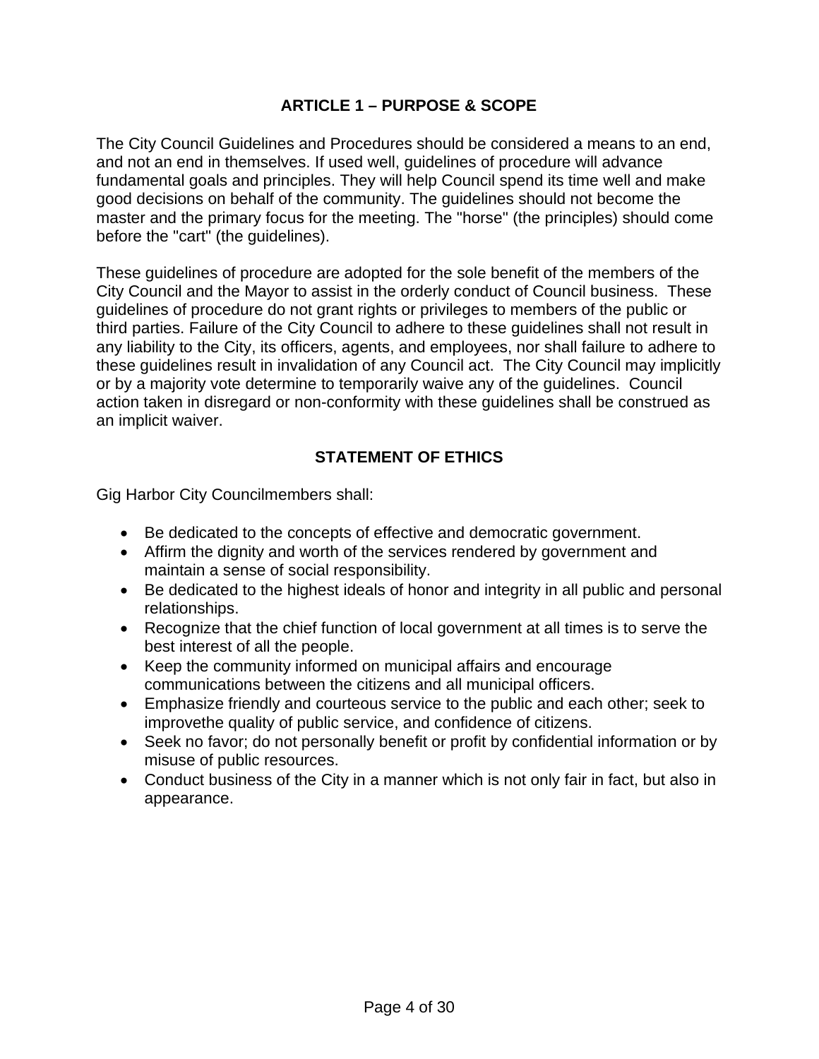## ARTICLE 1 – PURPOSE & SCOPE

The City Council Guidelines and Procedures should be considered a means to an end, and not an end in themselves. If used well, guidelines of procedure will advance fundamental goals and principles. They will help Council spend its time well and make good decisions on behalf of the community. The guidelines should not become the master and the primary focus for the meeting. The "horse" (the principles) should come before the "cart" (the guidelines).

These guidelines of procedure are adopted for the sole benefit of the members of the City Council and the Mayor to assist in the orderly conduct of Council business. These guidelines of procedure do not grant rights or privileges to members of the public or third parties. Failure of the City Council to adhere to these guidelines shall not result in any liability to the City, its officers, agents, and employees, nor shall failure to adhere to these guidelines result in invalidation of any Council act. The City Council may implicitly or by a majority vote determine to temporarily waive any of the guidelines. Council action taken in disregard or non-conformity with these guidelines shall be construed as an implicit waiver.

## STATEMENT OF ETHICS

Gig Harbor City Councilmembers shall:

- Be dedicated to the concepts of effective and democratic government.
- Affirm the dignity and worth of the services rendered by government and maintain a sense of social responsibility.
- Be dedicated to the highest ideals of honor and integrity in all public and personal relationships.
- Recognize that the chief function of local government at all times is to serve the best interest of all the people.
- Keep the community informed on municipal affairs and encourage communications between the citizens and all municipal officers.
- Emphasize friendly and courteous service to the public and each other; seek to improvethe quality of public service, and confidence of citizens.
- Seek no favor; do not personally benefit or profit by confidential information or by misuse of public resources.
- Conduct business of the City in a manner which is not only fair in fact, but also in appearance.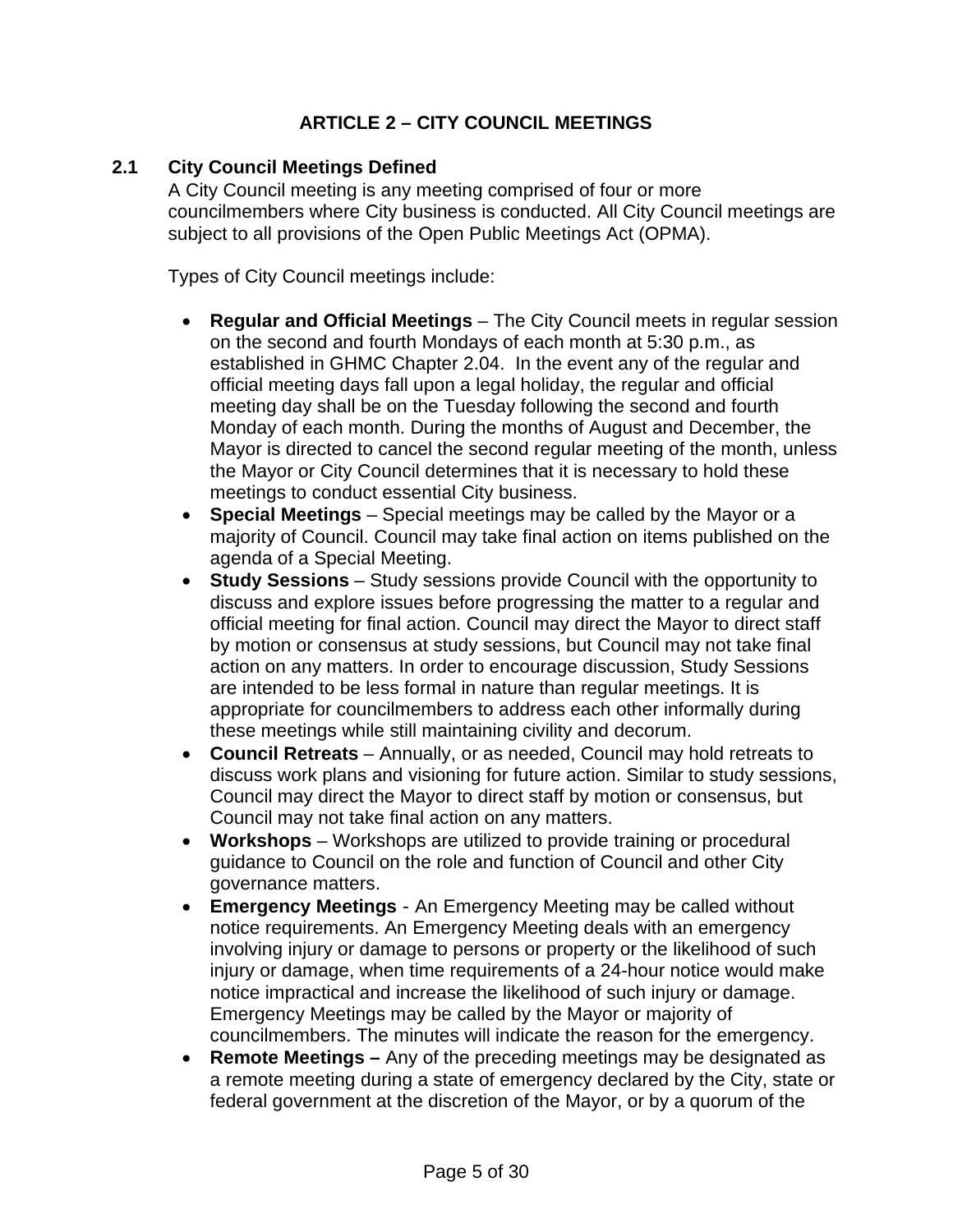# ARTICLE 2 – CITY COUNCIL MEETINGS

## 2.1 City Council Meetings Defined

A City Council meeting is any meeting comprised of four or more councilmembers where City business is conducted. All City Council meetings are subject to all provisions of the Open Public Meetings Act (OPMA).

Types of City Council meetings include:

- **Regular and Official Meetings** – The City Council meets in regular session on the second and fourth Mondays of each month at 5:30 p.m., as established in GHMC Chapter 2.04. In the event any of the regular and official meeting days fall upon a legal holiday, the regular and official meeting day shall be on the Tuesday following the second and fourth Monday of each month. During the months of August and December, the Mayor is directed to cancel the second regular meeting of the month, unless the Mayor or City Council determines that it is necessary to hold these meetings to conduct essential City business.
- **Special Meetings** – Special meetings may be called by the Mayor or a majority of Council. Council may take final action on items published on the agenda of a Special Meeting.
- **Study Sessions** – Study sessions provide Council with the opportunity to discuss and explore issues before progressing the matter to a regular and official meeting for final action. Council may direct the Mayor to direct staff by motion or consensus at study sessions, but Council may not take final action on any matters. In order to encourage discussion, Study Sessions are intended to be less formal in nature than regular meetings. It is appropriate for councilmembers to address each other informally during these meetings while still maintaining civility and decorum.
- **Council Retreats** – Annually, or as needed, Council may hold retreats to discuss work plans and visioning for future action. Similar to study sessions, Council may direct the Mayor to direct staff by motion or consensus, but Council may not take final action on any matters.
- **Workshops** – Workshops are utilized to provide training or procedural guidance to Council on the role and function of Council and other City governance matters.
- **Emergency Meetings** - An Emergency Meeting may be called without notice requirements. An Emergency Meeting deals with an emergency involving injury or damage to persons or property or the likelihood of such injury or damage, when time requirements of a 24-hour notice would make notice impractical and increase the likelihood of such injury or damage. Emergency Meetings may be called by the Mayor or majority of councilmembers. The minutes will indicate the reason for the emergency.
- **Remote Meetings –** Any of the preceding meetings may be designated as a remote meeting during a state of emergency declared by the City, state or federal government at the discretion of the Mayor, or by a quorum of the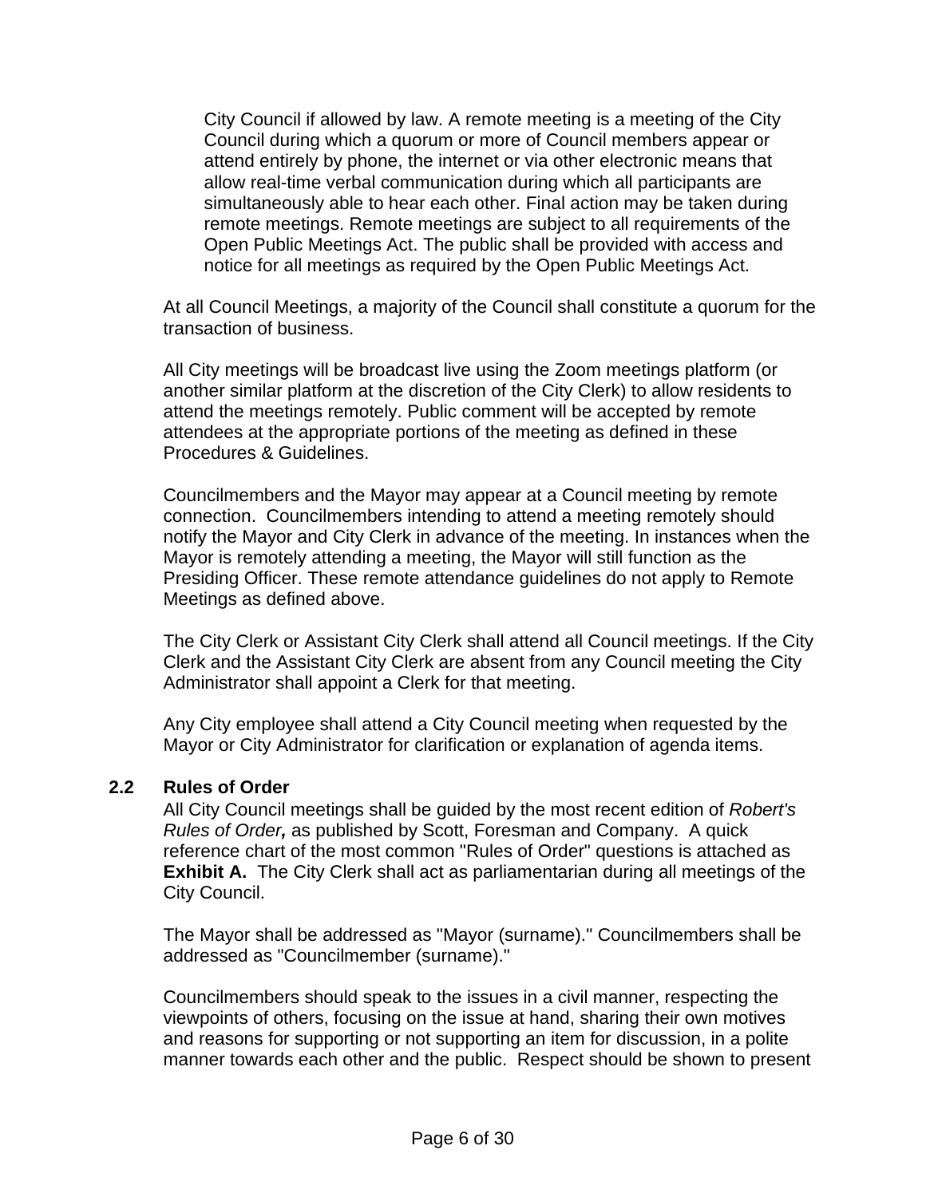City Council if allowed by law. A remote meeting is a meeting of the City Council during which a quorum or more of Council members appear or attend entirely by phone, the internet or via other electronic means that allow real-time verbal communication during which all participants are simultaneously able to hear each other. Final action may be taken during remote meetings. Remote meetings are subject to all requirements of the Open Public Meetings Act. The public shall be provided with access and notice for all meetings as required by the Open Public Meetings Act.

At all Council Meetings, a majority of the Council shall constitute a quorum for the transaction of business.

All City meetings will be broadcast live using the Zoom meetings platform (or another similar platform at the discretion of the City Clerk) to allow residents to attend the meetings remotely. Public comment will be accepted by remote attendees at the appropriate portions of the meeting as defined in these Procedures & Guidelines.

Councilmembers and the Mayor may appear at a Council meeting by remote connection. Councilmembers intending to attend a meeting remotely should notify the Mayor and City Clerk in advance of the meeting. In instances when the Mayor is remotely attending a meeting, the Mayor will still function as the Presiding Officer. These remote attendance guidelines do not apply to Remote Meetings as defined above.

The City Clerk or Assistant City Clerk shall attend all Council meetings. If the City Clerk and the Assistant City Clerk are absent from any Council meeting the City Administrator shall appoint a Clerk for that meeting.

Any City employee shall attend a City Council meeting when requested by the Mayor or City Administrator for clarification or explanation of agenda items.

### 2.2 Rules of Order

All City Council meetings shall be guided by the most recent edition of *Robert's Rules of Order,* as published by Scott, Foresman and Company. A quick reference chart of the most common "Rules of Order" questions is attached as **Exhibit A.** The City Clerk shall act as parliamentarian during all meetings of the City Council.

The Mayor shall be addressed as "Mayor (surname)." Councilmembers shall be addressed as "Councilmember (surname)."

Councilmembers should speak to the issues in a civil manner, respecting the viewpoints of others, focusing on the issue at hand, sharing their own motives and reasons for supporting or not supporting an item for discussion, in a polite manner towards each other and the public. Respect should be shown to present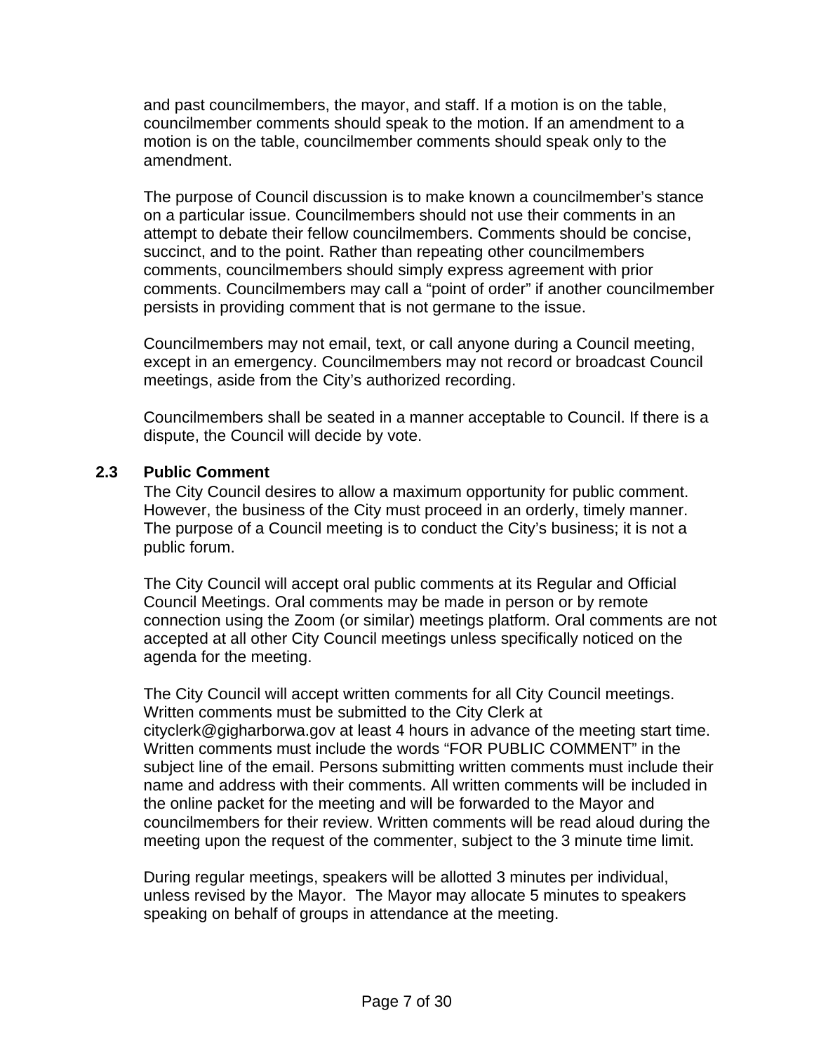and past councilmembers, the mayor, and staff. If a motion is on the table, councilmember comments should speak to the motion. If an amendment to a motion is on the table, councilmember comments should speak only to the amendment.

The purpose of Council discussion is to make known a councilmember's stance on a particular issue. Councilmembers should not use their comments in an attempt to debate their fellow councilmembers. Comments should be concise, succinct, and to the point. Rather than repeating other councilmembers comments, councilmembers should simply express agreement with prior comments. Councilmembers may call a "point of order" if another councilmember persists in providing comment that is not germane to the issue.

Councilmembers may not email, text, or call anyone during a Council meeting, except in an emergency. Councilmembers may not record or broadcast Council meetings, aside from the City's authorized recording.

Councilmembers shall be seated in a manner acceptable to Council. If there is a dispute, the Council will decide by vote.

### 2.3 Public Comment

The City Council desires to allow a maximum opportunity for public comment. However, the business of the City must proceed in an orderly, timely manner. The purpose of a Council meeting is to conduct the City's business; it is not a public forum.

The City Council will accept oral public comments at its Regular and Official Council Meetings. Oral comments may be made in person or by remote connection using the Zoom (or similar) meetings platform. Oral comments are not accepted at all other City Council meetings unless specifically noticed on the agenda for the meeting.

The City Council will accept written comments for all City Council meetings. Written comments must be submitted to the City Clerk at cityclerk@gigharborwa.gov at least 4 hours in advance of the meeting start time. Written comments must include the words "FOR PUBLIC COMMENT" in the subject line of the email. Persons submitting written comments must include their name and address with their comments. All written comments will be included in the online packet for the meeting and will be forwarded to the Mayor and councilmembers for their review. Written comments will be read aloud during the meeting upon the request of the commenter, subject to the 3 minute time limit.

During regular meetings, speakers will be allotted 3 minutes per individual, unless revised by the Mayor. The Mayor may allocate 5 minutes to speakers speaking on behalf of groups in attendance at the meeting.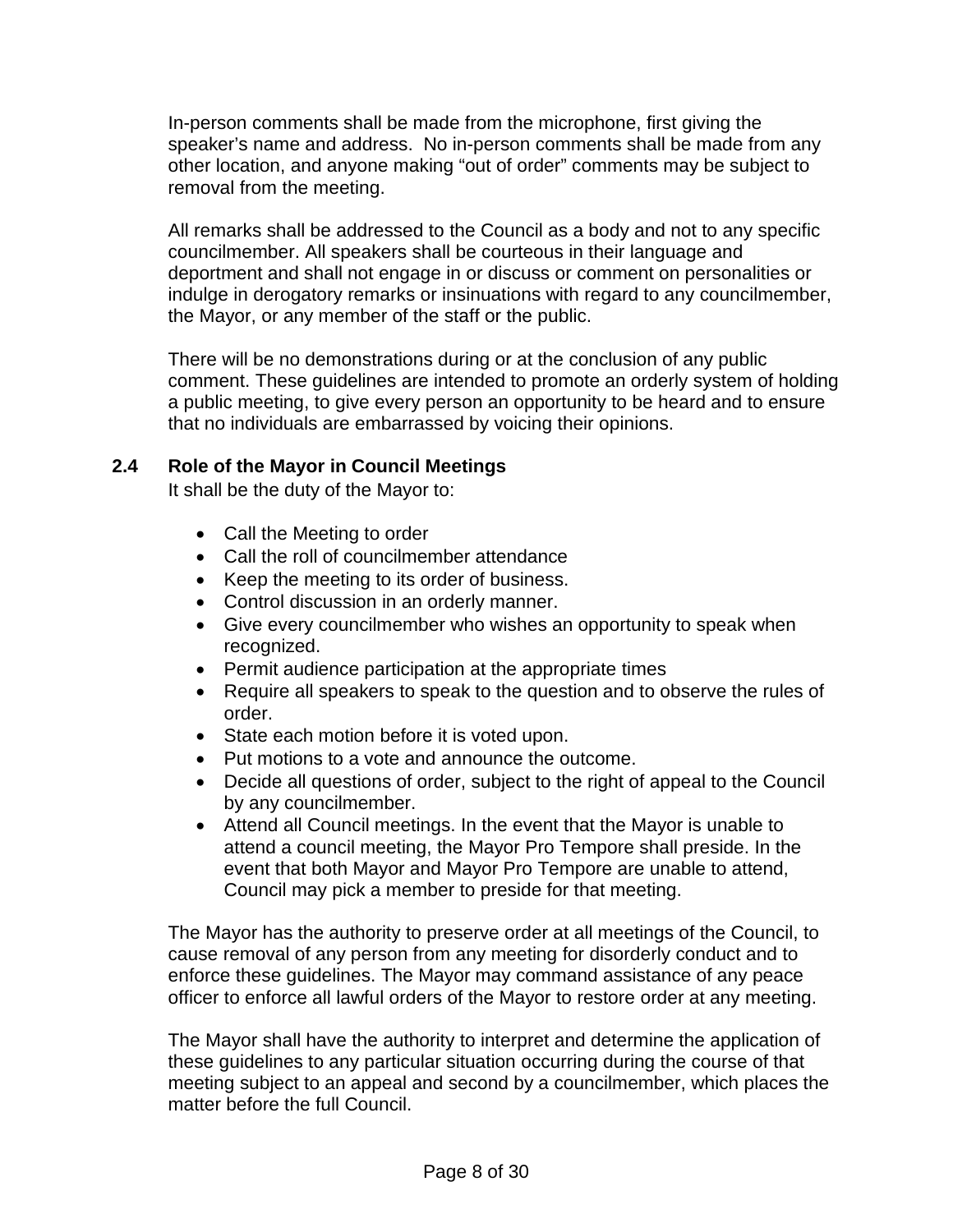In-person comments shall be made from the microphone, first giving the speaker's name and address. No in-person comments shall be made from any other location, and anyone making "out of order" comments may be subject to removal from the meeting.

All remarks shall be addressed to the Council as a body and not to any specific councilmember. All speakers shall be courteous in their language and deportment and shall not engage in or discuss or comment on personalities or indulge in derogatory remarks or insinuations with regard to any councilmember, the Mayor, or any member of the staff or the public.

There will be no demonstrations during or at the conclusion of any public comment. These guidelines are intended to promote an orderly system of holding a public meeting, to give every person an opportunity to be heard and to ensure that no individuals are embarrassed by voicing their opinions.

### 2.4 Role of the Mayor in Council Meetings

It shall be the duty of the Mayor to:

- Call the Meeting to order
- Call the roll of councilmember attendance
- Keep the meeting to its order of business.
- Control discussion in an orderly manner.
- Give every councilmember who wishes an opportunity to speak when recognized.
- Permit audience participation at the appropriate times
- Require all speakers to speak to the question and to observe the rules of order.
- State each motion before it is voted upon.
- Put motions to a vote and announce the outcome.
- Decide all questions of order, subject to the right of appeal to the Council by any councilmember.
- Attend all Council meetings. In the event that the Mayor is unable to attend a council meeting, the Mayor Pro Tempore shall preside. In the event that both Mayor and Mayor Pro Tempore are unable to attend, Council may pick a member to preside for that meeting.

The Mayor has the authority to preserve order at all meetings of the Council, to cause removal of any person from any meeting for disorderly conduct and to enforce these guidelines. The Mayor may command assistance of any peace officer to enforce all lawful orders of the Mayor to restore order at any meeting.

The Mayor shall have the authority to interpret and determine the application of these guidelines to any particular situation occurring during the course of that meeting subject to an appeal and second by a councilmember, which places the matter before the full Council.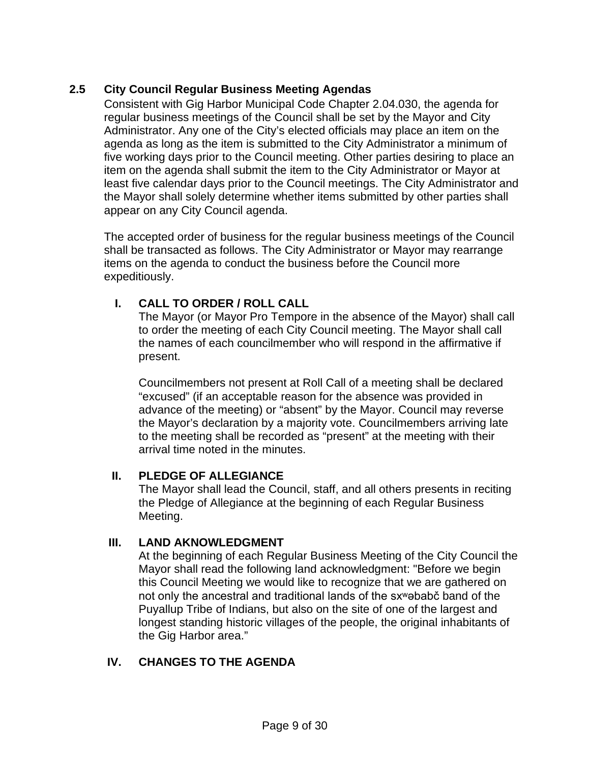## 2.5 City Council Regular Business Meeting Agendas

Consistent with Gig Harbor Municipal Code Chapter 2.04.030, the agenda for regular business meetings of the Council shall be set by the Mayor and City Administrator. Any one of the City's elected officials may place an item on the agenda as long as the item is submitted to the City Administrator a minimum of five working days prior to the Council meeting. Other parties desiring to place an item on the agenda shall submit the item to the City Administrator or Mayor at least five calendar days prior to the Council meetings. The City Administrator and the Mayor shall solely determine whether items submitted by other parties shall appear on any City Council agenda.

The accepted order of business for the regular business meetings of the Council shall be transacted as follows. The City Administrator or Mayor may rearrange items on the agenda to conduct the business before the Council more expeditiously.

### I. CALL TO ORDER / ROLL CALL

The Mayor (or Mayor Pro Tempore in the absence of the Mayor) shall call to order the meeting of each City Council meeting. The Mayor shall call the names of each councilmember who will respond in the affirmative if present.

Councilmembers not present at Roll Call of a meeting shall be declared "excused" (if an acceptable reason for the absence was provided in advance of the meeting) or "absent" by the Mayor. Council may reverse the Mayor's declaration by a majority vote. Councilmembers arriving late to the meeting shall be recorded as "present" at the meeting with their arrival time noted in the minutes.

### II. PLEDGE OF ALLEGIANCE

The Mayor shall lead the Council, staff, and all others presents in reciting the Pledge of Allegiance at the beginning of each Regular Business Meeting.

### III. LAND AKNOWLEDGMENT

At the beginning of each Regular Business Meeting of the City Council the Mayor shall read the following land acknowledgment: "Before we begin this Council Meeting we would like to recognize that we are gathered on not only the ancestral and traditional lands of the sxʷəbabč band of the Puyallup Tribe of Indians, but also on the site of one of the largest and longest standing historic villages of the people, the original inhabitants of the Gig Harbor area."

### IV. CHANGES TO THE AGENDA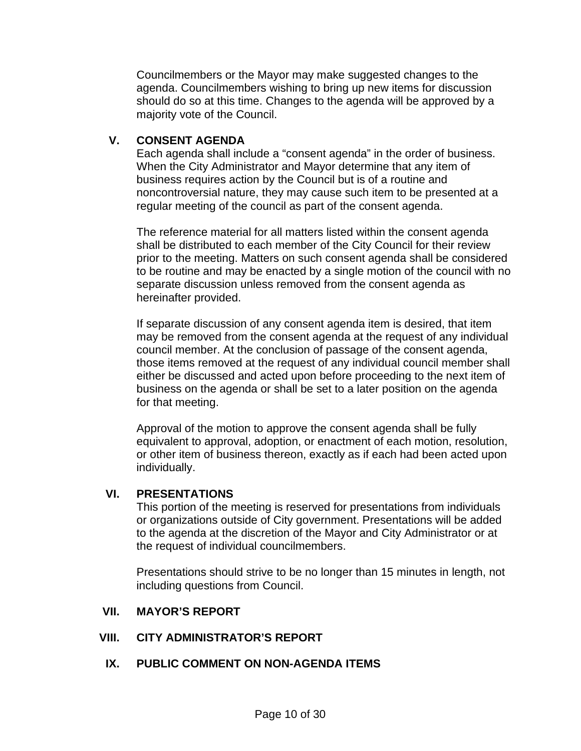Councilmembers or the Mayor may make suggested changes to the agenda. Councilmembers wishing to bring up new items for discussion should do so at this time. Changes to the agenda will be approved by a majority vote of the Council.

## V. CONSENT AGENDA

Each agenda shall include a "consent agenda" in the order of business. When the City Administrator and Mayor determine that any item of business requires action by the Council but is of a routine and noncontroversial nature, they may cause such item to be presented at a regular meeting of the council as part of the consent agenda.

The reference material for all matters listed within the consent agenda shall be distributed to each member of the City Council for their review prior to the meeting. Matters on such consent agenda shall be considered to be routine and may be enacted by a single motion of the council with no separate discussion unless removed from the consent agenda as hereinafter provided.

If separate discussion of any consent agenda item is desired, that item may be removed from the consent agenda at the request of any individual council member. At the conclusion of passage of the consent agenda, those items removed at the request of any individual council member shall either be discussed and acted upon before proceeding to the next item of business on the agenda or shall be set to a later position on the agenda for that meeting.

Approval of the motion to approve the consent agenda shall be fully equivalent to approval, adoption, or enactment of each motion, resolution, or other item of business thereon, exactly as if each had been acted upon individually.

## VI. PRESENTATIONS

This portion of the meeting is reserved for presentations from individuals or organizations outside of City government. Presentations will be added to the agenda at the discretion of the Mayor and City Administrator or at the request of individual councilmembers.

Presentations should strive to be no longer than 15 minutes in length, not including questions from Council.

## VII. MAYOR'S REPORT

## VIII. CITY ADMINISTRATOR'S REPORT

## IX. PUBLIC COMMENT ON NON-AGENDA ITEMS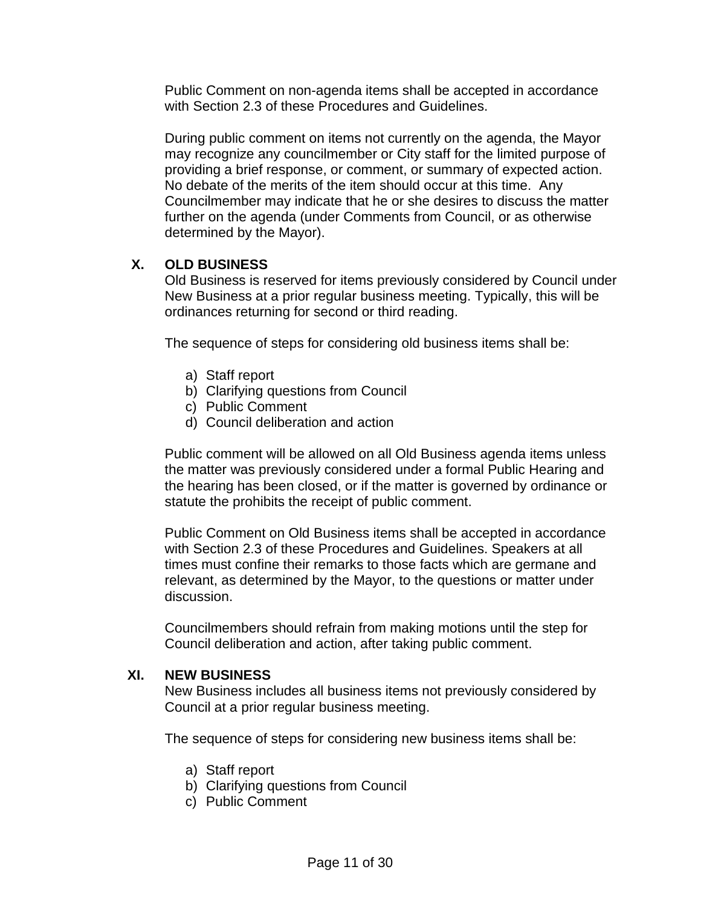Public Comment on non-agenda items shall be accepted in accordance with Section 2.3 of these Procedures and Guidelines.

During public comment on items not currently on the agenda, the Mayor may recognize any councilmember or City staff for the limited purpose of providing a brief response, or comment, or summary of expected action. No debate of the merits of the item should occur at this time. Any Councilmember may indicate that he or she desires to discuss the matter further on the agenda (under Comments from Council, or as otherwise determined by the Mayor).

## X. OLD BUSINESS

Old Business is reserved for items previously considered by Council under New Business at a prior regular business meeting. Typically, this will be ordinances returning for second or third reading.

The sequence of steps for considering old business items shall be:

a) Staff report
b) Clarifying questions from Council
c) Public Comment
d) Council deliberation and action

Public comment will be allowed on all Old Business agenda items unless the matter was previously considered under a formal Public Hearing and the hearing has been closed, or if the matter is governed by ordinance or statute the prohibits the receipt of public comment.

Public Comment on Old Business items shall be accepted in accordance with Section 2.3 of these Procedures and Guidelines. Speakers at all times must confine their remarks to those facts which are germane and relevant, as determined by the Mayor, to the questions or matter under discussion.

Councilmembers should refrain from making motions until the step for Council deliberation and action, after taking public comment.

## XI. NEW BUSINESS

New Business includes all business items not previously considered by Council at a prior regular business meeting.

The sequence of steps for considering new business items shall be:

a) Staff report
b) Clarifying questions from Council
c) Public Comment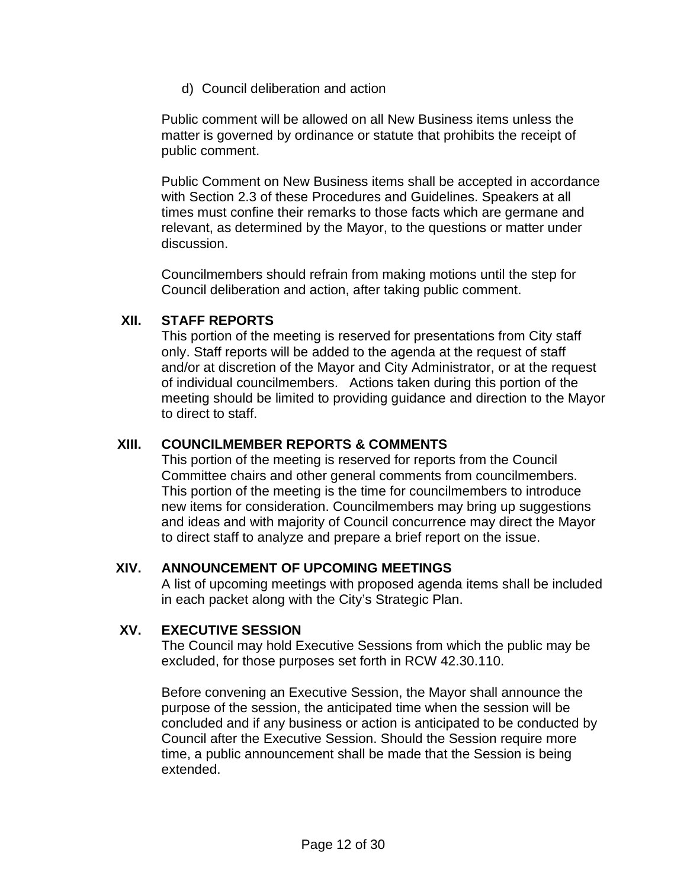d) Council deliberation and action

Public comment will be allowed on all New Business items unless the matter is governed by ordinance or statute that prohibits the receipt of public comment.

Public Comment on New Business items shall be accepted in accordance with Section 2.3 of these Procedures and Guidelines. Speakers at all times must confine their remarks to those facts which are germane and relevant, as determined by the Mayor, to the questions or matter under discussion.

Councilmembers should refrain from making motions until the step for Council deliberation and action, after taking public comment.

## XII. STAFF REPORTS

This portion of the meeting is reserved for presentations from City staff only. Staff reports will be added to the agenda at the request of staff and/or at discretion of the Mayor and City Administrator, or at the request of individual councilmembers. Actions taken during this portion of the meeting should be limited to providing guidance and direction to the Mayor to direct to staff.

## XIII. COUNCILMEMBER REPORTS & COMMENTS

This portion of the meeting is reserved for reports from the Council Committee chairs and other general comments from councilmembers. This portion of the meeting is the time for councilmembers to introduce new items for consideration. Councilmembers may bring up suggestions and ideas and with majority of Council concurrence may direct the Mayor to direct staff to analyze and prepare a brief report on the issue.

## XIV. ANNOUNCEMENT OF UPCOMING MEETINGS

A list of upcoming meetings with proposed agenda items shall be included in each packet along with the City's Strategic Plan.

## XV. EXECUTIVE SESSION

The Council may hold Executive Sessions from which the public may be excluded, for those purposes set forth in RCW 42.30.110.

Before convening an Executive Session, the Mayor shall announce the purpose of the session, the anticipated time when the session will be concluded and if any business or action is anticipated to be conducted by Council after the Executive Session. Should the Session require more time, a public announcement shall be made that the Session is being extended.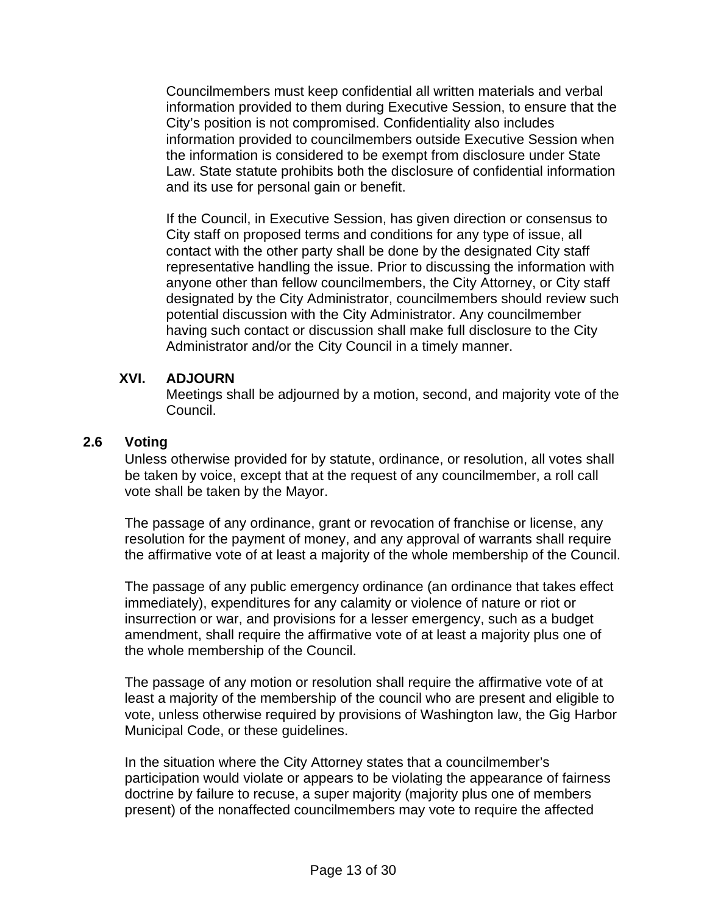Councilmembers must keep confidential all written materials and verbal information provided to them during Executive Session, to ensure that the City's position is not compromised. Confidentiality also includes information provided to councilmembers outside Executive Session when the information is considered to be exempt from disclosure under State Law. State statute prohibits both the disclosure of confidential information and its use for personal gain or benefit.

If the Council, in Executive Session, has given direction or consensus to City staff on proposed terms and conditions for any type of issue, all contact with the other party shall be done by the designated City staff representative handling the issue. Prior to discussing the information with anyone other than fellow councilmembers, the City Attorney, or City staff designated by the City Administrator, councilmembers should review such potential discussion with the City Administrator. Any councilmember having such contact or discussion shall make full disclosure to the City Administrator and/or the City Council in a timely manner.

### XVI. ADJOURN

Meetings shall be adjourned by a motion, second, and majority vote of the Council.

## 2.6 Voting

Unless otherwise provided for by statute, ordinance, or resolution, all votes shall be taken by voice, except that at the request of any councilmember, a roll call vote shall be taken by the Mayor.

The passage of any ordinance, grant or revocation of franchise or license, any resolution for the payment of money, and any approval of warrants shall require the affirmative vote of at least a majority of the whole membership of the Council.

The passage of any public emergency ordinance (an ordinance that takes effect immediately), expenditures for any calamity or violence of nature or riot or insurrection or war, and provisions for a lesser emergency, such as a budget amendment, shall require the affirmative vote of at least a majority plus one of the whole membership of the Council.

The passage of any motion or resolution shall require the affirmative vote of at least a majority of the membership of the council who are present and eligible to vote, unless otherwise required by provisions of Washington law, the Gig Harbor Municipal Code, or these guidelines.

In the situation where the City Attorney states that a councilmember's participation would violate or appears to be violating the appearance of fairness doctrine by failure to recuse, a super majority (majority plus one of members present) of the nonaffected councilmembers may vote to require the affected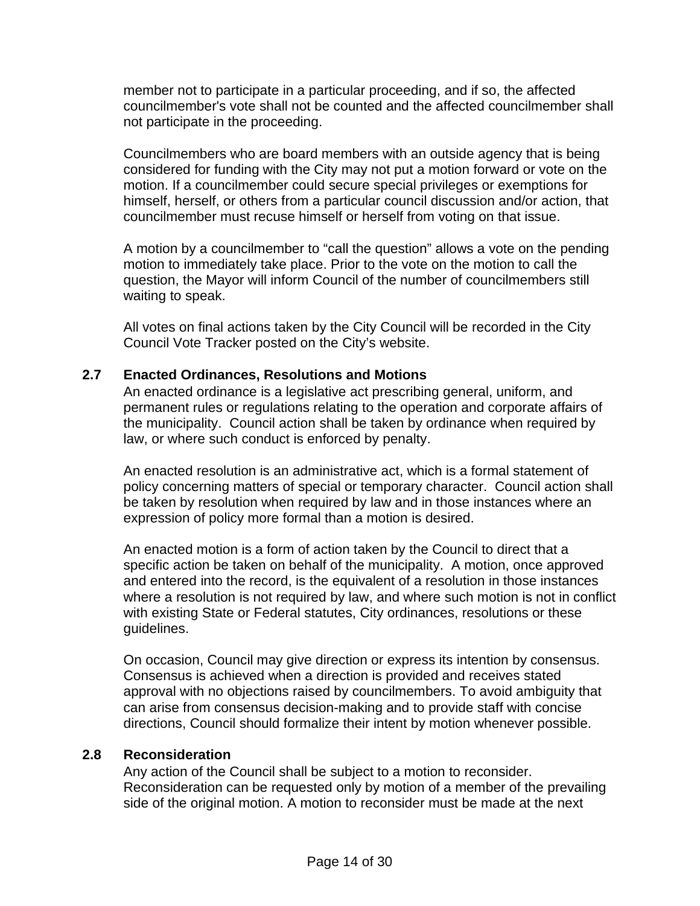member not to participate in a particular proceeding, and if so, the affected councilmember's vote shall not be counted and the affected councilmember shall not participate in the proceeding.

Councilmembers who are board members with an outside agency that is being considered for funding with the City may not put a motion forward or vote on the motion. If a councilmember could secure special privileges or exemptions for himself, herself, or others from a particular council discussion and/or action, that councilmember must recuse himself or herself from voting on that issue.

A motion by a councilmember to "call the question" allows a vote on the pending motion to immediately take place. Prior to the vote on the motion to call the question, the Mayor will inform Council of the number of councilmembers still waiting to speak.

All votes on final actions taken by the City Council will be recorded in the City Council Vote Tracker posted on the City's website.

## 2.7 Enacted Ordinances, Resolutions and Motions

An enacted ordinance is a legislative act prescribing general, uniform, and permanent rules or regulations relating to the operation and corporate affairs of the municipality. Council action shall be taken by ordinance when required by law, or where such conduct is enforced by penalty.

An enacted resolution is an administrative act, which is a formal statement of policy concerning matters of special or temporary character. Council action shall be taken by resolution when required by law and in those instances where an expression of policy more formal than a motion is desired.

An enacted motion is a form of action taken by the Council to direct that a specific action be taken on behalf of the municipality. A motion, once approved and entered into the record, is the equivalent of a resolution in those instances where a resolution is not required by law, and where such motion is not in conflict with existing State or Federal statutes, City ordinances, resolutions or these guidelines.

On occasion, Council may give direction or express its intention by consensus. Consensus is achieved when a direction is provided and receives stated approval with no objections raised by councilmembers. To avoid ambiguity that can arise from consensus decision-making and to provide staff with concise directions, Council should formalize their intent by motion whenever possible.

## 2.8 Reconsideration

Any action of the Council shall be subject to a motion to reconsider. Reconsideration can be requested only by motion of a member of the prevailing side of the original motion. A motion to reconsider must be made at the next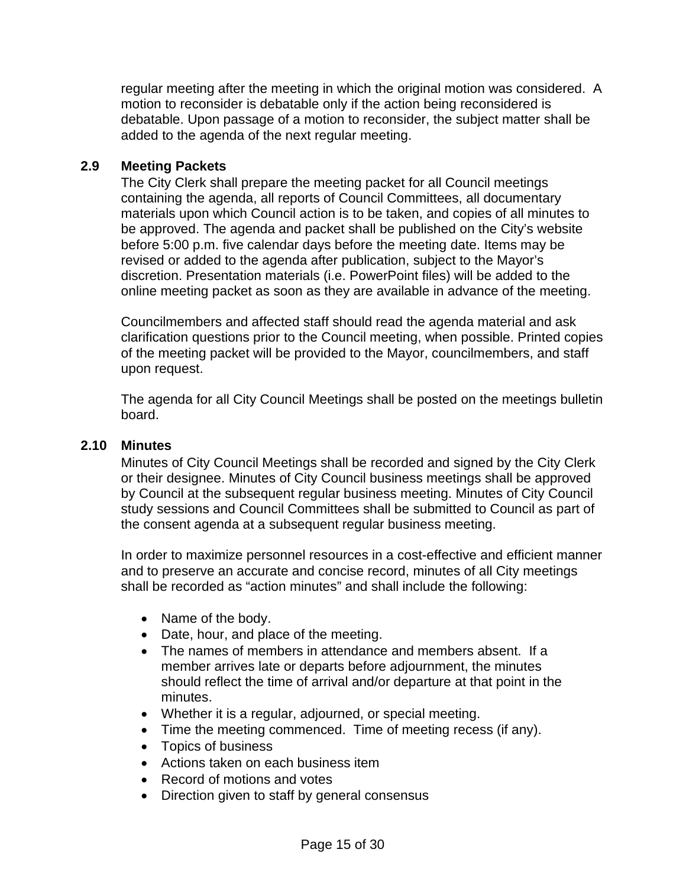regular meeting after the meeting in which the original motion was considered. A motion to reconsider is debatable only if the action being reconsidered is debatable. Upon passage of a motion to reconsider, the subject matter shall be added to the agenda of the next regular meeting.

### 2.9 Meeting Packets

The City Clerk shall prepare the meeting packet for all Council meetings containing the agenda, all reports of Council Committees, all documentary materials upon which Council action is to be taken, and copies of all minutes to be approved. The agenda and packet shall be published on the City's website before 5:00 p.m. five calendar days before the meeting date. Items may be revised or added to the agenda after publication, subject to the Mayor's discretion. Presentation materials (i.e. PowerPoint files) will be added to the online meeting packet as soon as they are available in advance of the meeting.

Councilmembers and affected staff should read the agenda material and ask clarification questions prior to the Council meeting, when possible. Printed copies of the meeting packet will be provided to the Mayor, councilmembers, and staff upon request.

The agenda for all City Council Meetings shall be posted on the meetings bulletin board.

### 2.10 Minutes

Minutes of City Council Meetings shall be recorded and signed by the City Clerk or their designee. Minutes of City Council business meetings shall be approved by Council at the subsequent regular business meeting. Minutes of City Council study sessions and Council Committees shall be submitted to Council as part of the consent agenda at a subsequent regular business meeting.

In order to maximize personnel resources in a cost-effective and efficient manner and to preserve an accurate and concise record, minutes of all City meetings shall be recorded as "action minutes" and shall include the following:

- Name of the body.
- Date, hour, and place of the meeting.
- The names of members in attendance and members absent. If a member arrives late or departs before adjournment, the minutes should reflect the time of arrival and/or departure at that point in the minutes.
- Whether it is a regular, adjourned, or special meeting.
- Time the meeting commenced. Time of meeting recess (if any).
- Topics of business
- Actions taken on each business item
- Record of motions and votes
- Direction given to staff by general consensus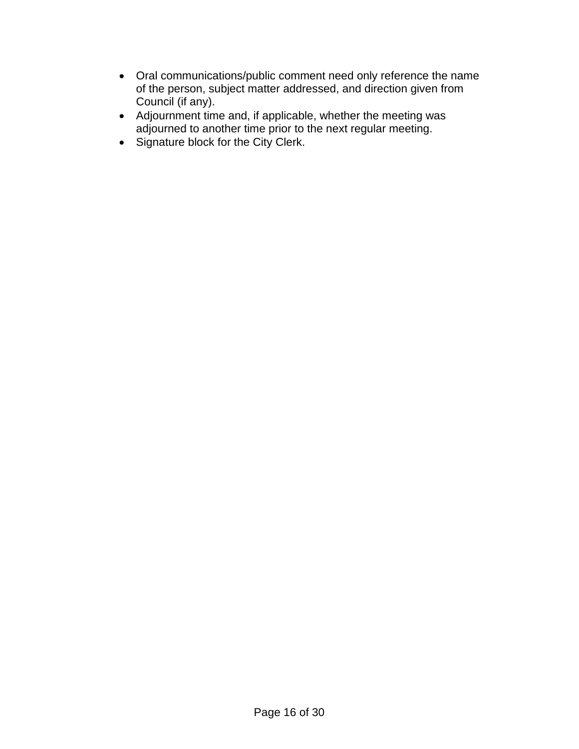- Oral communications/public comment need only reference the name of the person, subject matter addressed, and direction given from Council (if any).
- Adjournment time and, if applicable, whether the meeting was adjourned to another time prior to the next regular meeting.
- Signature block for the City Clerk.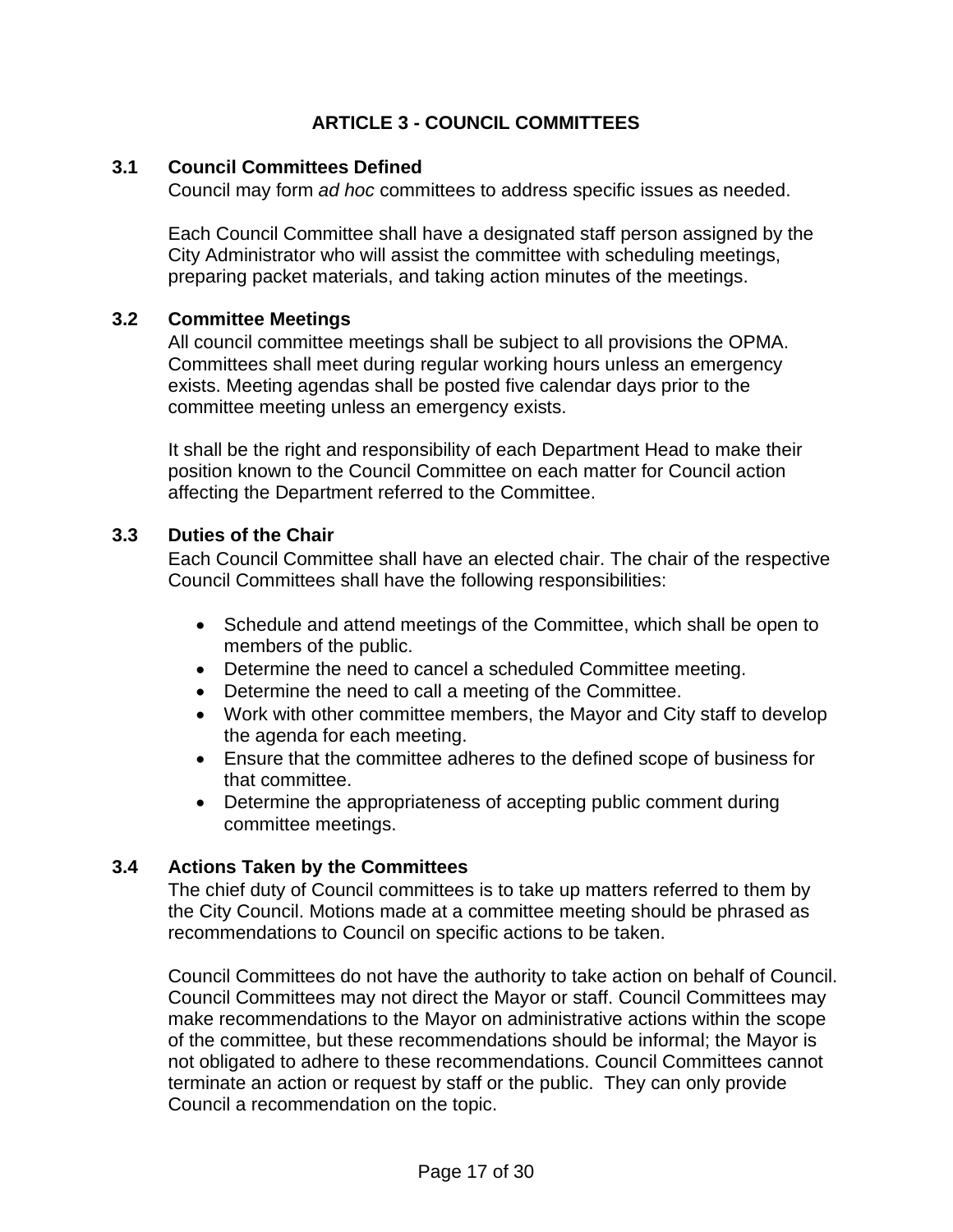# ARTICLE 3 - COUNCIL COMMITTEES

## 3.1 Council Committees Defined

Council may form *ad hoc* committees to address specific issues as needed.

Each Council Committee shall have a designated staff person assigned by the City Administrator who will assist the committee with scheduling meetings, preparing packet materials, and taking action minutes of the meetings.

## 3.2 Committee Meetings

All council committee meetings shall be subject to all provisions the OPMA. Committees shall meet during regular working hours unless an emergency exists. Meeting agendas shall be posted five calendar days prior to the committee meeting unless an emergency exists.

It shall be the right and responsibility of each Department Head to make their position known to the Council Committee on each matter for Council action affecting the Department referred to the Committee.

## 3.3 Duties of the Chair

Each Council Committee shall have an elected chair. The chair of the respective Council Committees shall have the following responsibilities:

- Schedule and attend meetings of the Committee, which shall be open to members of the public.
- Determine the need to cancel a scheduled Committee meeting.
- Determine the need to call a meeting of the Committee.
- Work with other committee members, the Mayor and City staff to develop the agenda for each meeting.
- Ensure that the committee adheres to the defined scope of business for that committee.
- Determine the appropriateness of accepting public comment during committee meetings.

## 3.4 Actions Taken by the Committees

The chief duty of Council committees is to take up matters referred to them by the City Council. Motions made at a committee meeting should be phrased as recommendations to Council on specific actions to be taken.

Council Committees do not have the authority to take action on behalf of Council. Council Committees may not direct the Mayor or staff. Council Committees may make recommendations to the Mayor on administrative actions within the scope of the committee, but these recommendations should be informal; the Mayor is not obligated to adhere to these recommendations. Council Committees cannot terminate an action or request by staff or the public. They can only provide Council a recommendation on the topic.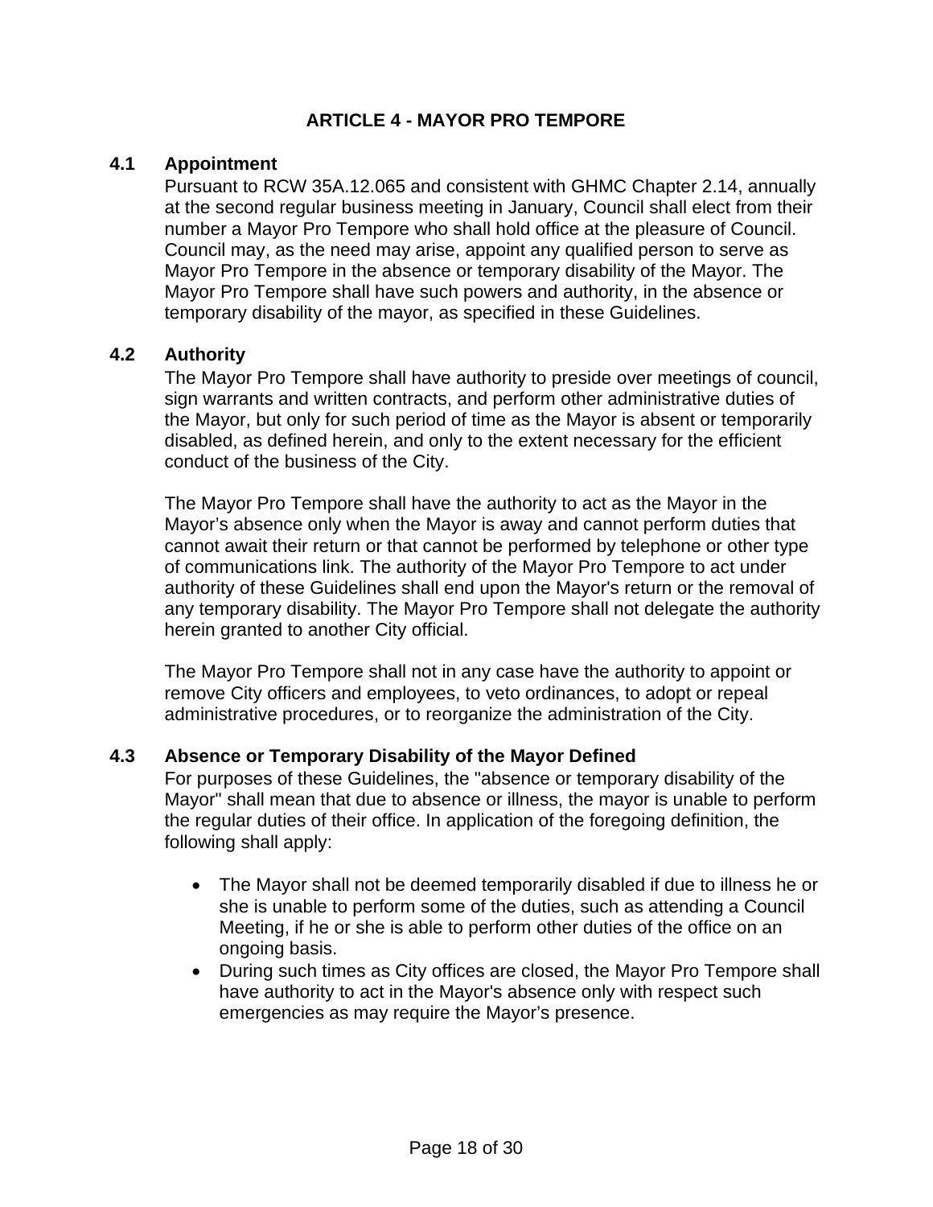# ARTICLE 4 - MAYOR PRO TEMPORE

## 4.1 Appointment

Pursuant to RCW 35A.12.065 and consistent with GHMC Chapter 2.14, annually at the second regular business meeting in January, Council shall elect from their number a Mayor Pro Tempore who shall hold office at the pleasure of Council. Council may, as the need may arise, appoint any qualified person to serve as Mayor Pro Tempore in the absence or temporary disability of the Mayor. The Mayor Pro Tempore shall have such powers and authority, in the absence or temporary disability of the mayor, as specified in these Guidelines.

## 4.2 Authority

The Mayor Pro Tempore shall have authority to preside over meetings of council, sign warrants and written contracts, and perform other administrative duties of the Mayor, but only for such period of time as the Mayor is absent or temporarily disabled, as defined herein, and only to the extent necessary for the efficient conduct of the business of the City.

The Mayor Pro Tempore shall have the authority to act as the Mayor in the Mayor's absence only when the Mayor is away and cannot perform duties that cannot await their return or that cannot be performed by telephone or other type of communications link. The authority of the Mayor Pro Tempore to act under authority of these Guidelines shall end upon the Mayor's return or the removal of any temporary disability. The Mayor Pro Tempore shall not delegate the authority herein granted to another City official.

The Mayor Pro Tempore shall not in any case have the authority to appoint or remove City officers and employees, to veto ordinances, to adopt or repeal administrative procedures, or to reorganize the administration of the City.

## 4.3 Absence or Temporary Disability of the Mayor Defined

For purposes of these Guidelines, the "absence or temporary disability of the Mayor" shall mean that due to absence or illness, the mayor is unable to perform the regular duties of their office. In application of the foregoing definition, the following shall apply:

- The Mayor shall not be deemed temporarily disabled if due to illness he or she is unable to perform some of the duties, such as attending a Council Meeting, if he or she is able to perform other duties of the office on an ongoing basis.
- During such times as City offices are closed, the Mayor Pro Tempore shall have authority to act in the Mayor's absence only with respect such emergencies as may require the Mayor's presence.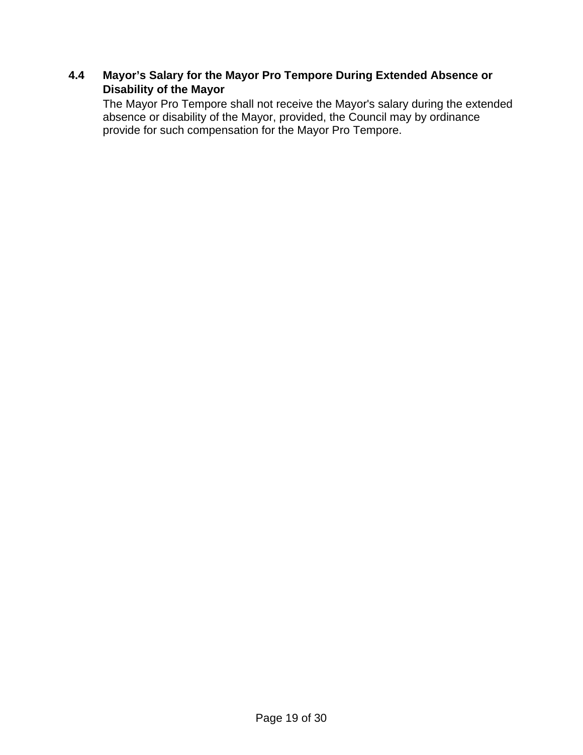### 4.4 Mayor's Salary for the Mayor Pro Tempore During Extended Absence or Disability of the Mayor

The Mayor Pro Tempore shall not receive the Mayor's salary during the extended absence or disability of the Mayor, provided, the Council may by ordinance provide for such compensation for the Mayor Pro Tempore.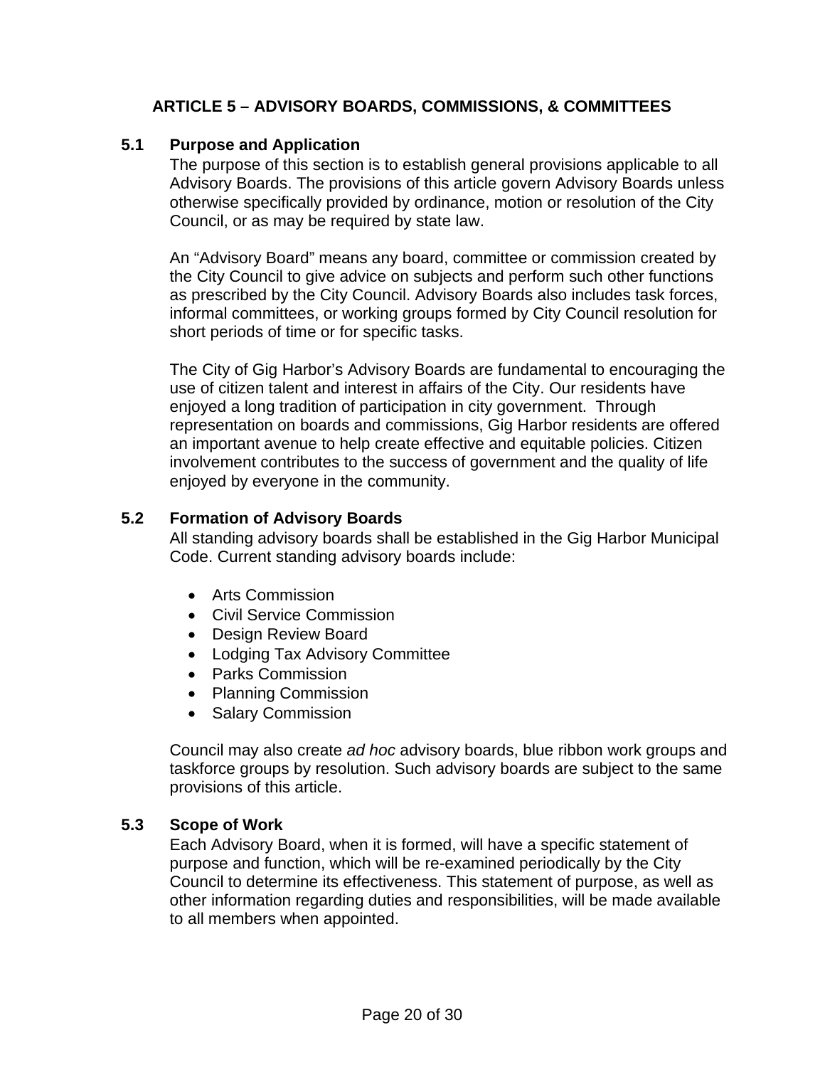## ARTICLE 5 – ADVISORY BOARDS, COMMISSIONS, & COMMITTEES

### 5.1 Purpose and Application

The purpose of this section is to establish general provisions applicable to all Advisory Boards. The provisions of this article govern Advisory Boards unless otherwise specifically provided by ordinance, motion or resolution of the City Council, or as may be required by state law.

An "Advisory Board" means any board, committee or commission created by the City Council to give advice on subjects and perform such other functions as prescribed by the City Council. Advisory Boards also includes task forces, informal committees, or working groups formed by City Council resolution for short periods of time or for specific tasks.

The City of Gig Harbor's Advisory Boards are fundamental to encouraging the use of citizen talent and interest in affairs of the City. Our residents have enjoyed a long tradition of participation in city government. Through representation on boards and commissions, Gig Harbor residents are offered an important avenue to help create effective and equitable policies. Citizen involvement contributes to the success of government and the quality of life enjoyed by everyone in the community.

### 5.2 Formation of Advisory Boards

All standing advisory boards shall be established in the Gig Harbor Municipal Code. Current standing advisory boards include:

- Arts Commission
- Civil Service Commission
- Design Review Board
- Lodging Tax Advisory Committee
- Parks Commission
- Planning Commission
- Salary Commission

Council may also create *ad hoc* advisory boards, blue ribbon work groups and taskforce groups by resolution. Such advisory boards are subject to the same provisions of this article.

### 5.3 Scope of Work

Each Advisory Board, when it is formed, will have a specific statement of purpose and function, which will be re-examined periodically by the City Council to determine its effectiveness. This statement of purpose, as well as other information regarding duties and responsibilities, will be made available to all members when appointed.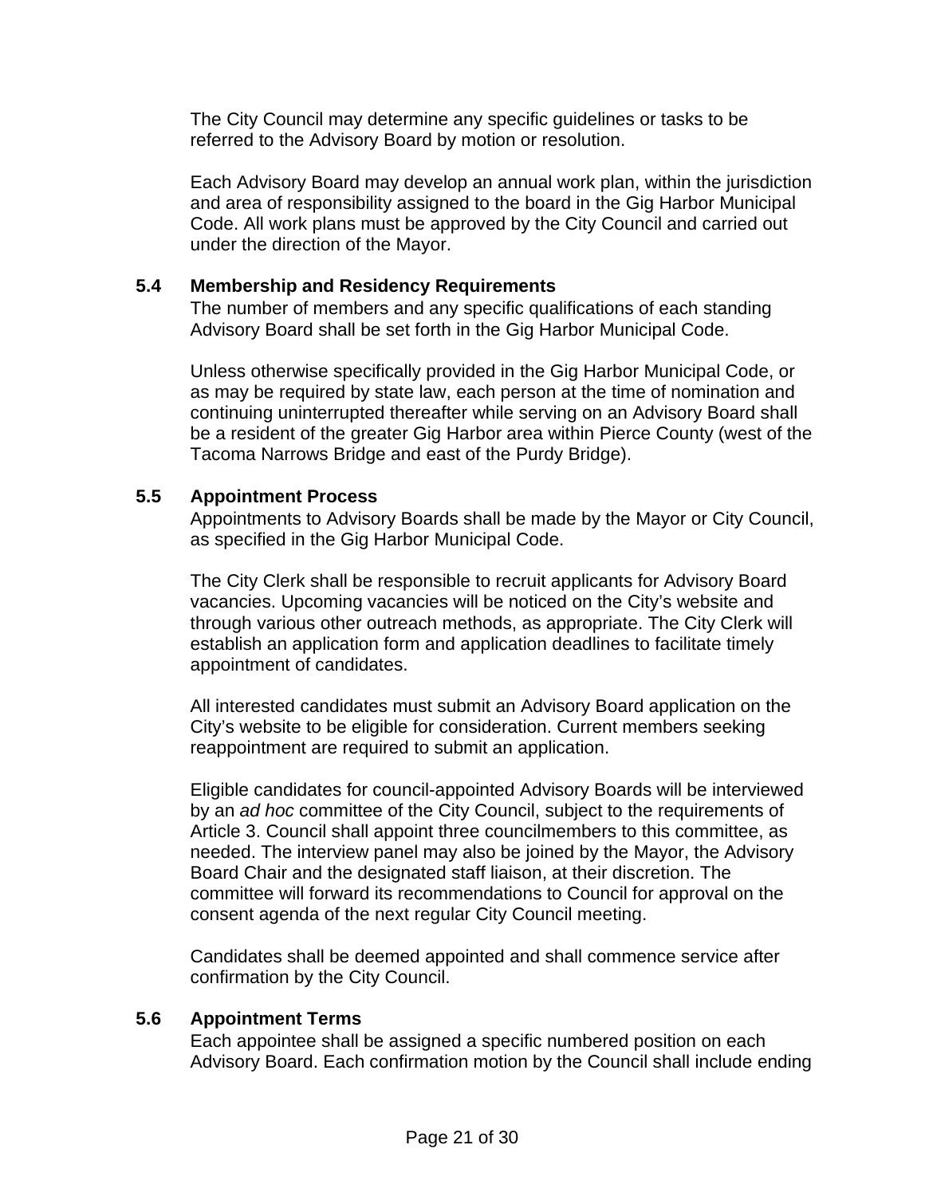The City Council may determine any specific guidelines or tasks to be referred to the Advisory Board by motion or resolution.

Each Advisory Board may develop an annual work plan, within the jurisdiction and area of responsibility assigned to the board in the Gig Harbor Municipal Code. All work plans must be approved by the City Council and carried out under the direction of the Mayor.

### 5.4 Membership and Residency Requirements

The number of members and any specific qualifications of each standing Advisory Board shall be set forth in the Gig Harbor Municipal Code.

Unless otherwise specifically provided in the Gig Harbor Municipal Code, or as may be required by state law, each person at the time of nomination and continuing uninterrupted thereafter while serving on an Advisory Board shall be a resident of the greater Gig Harbor area within Pierce County (west of the Tacoma Narrows Bridge and east of the Purdy Bridge).

### 5.5 Appointment Process

Appointments to Advisory Boards shall be made by the Mayor or City Council, as specified in the Gig Harbor Municipal Code.

The City Clerk shall be responsible to recruit applicants for Advisory Board vacancies. Upcoming vacancies will be noticed on the City's website and through various other outreach methods, as appropriate. The City Clerk will establish an application form and application deadlines to facilitate timely appointment of candidates.

All interested candidates must submit an Advisory Board application on the City's website to be eligible for consideration. Current members seeking reappointment are required to submit an application.

Eligible candidates for council-appointed Advisory Boards will be interviewed by an *ad hoc* committee of the City Council, subject to the requirements of Article 3. Council shall appoint three councilmembers to this committee, as needed. The interview panel may also be joined by the Mayor, the Advisory Board Chair and the designated staff liaison, at their discretion. The committee will forward its recommendations to Council for approval on the consent agenda of the next regular City Council meeting.

Candidates shall be deemed appointed and shall commence service after confirmation by the City Council.

### 5.6 Appointment Terms

Each appointee shall be assigned a specific numbered position on each Advisory Board. Each confirmation motion by the Council shall include ending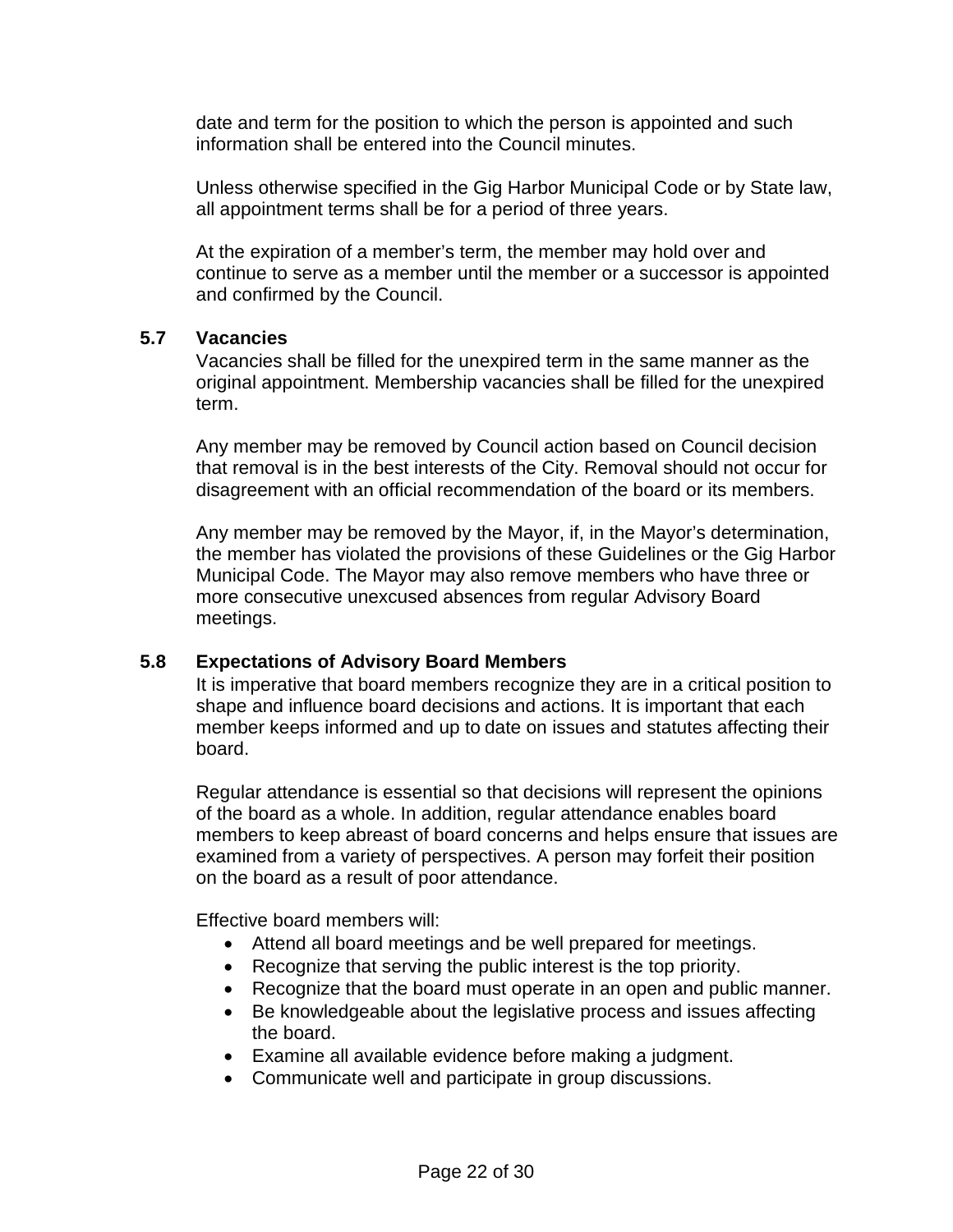date and term for the position to which the person is appointed and such information shall be entered into the Council minutes.

Unless otherwise specified in the Gig Harbor Municipal Code or by State law, all appointment terms shall be for a period of three years.

At the expiration of a member's term, the member may hold over and continue to serve as a member until the member or a successor is appointed and confirmed by the Council.

### 5.7 Vacancies

Vacancies shall be filled for the unexpired term in the same manner as the original appointment. Membership vacancies shall be filled for the unexpired term.

Any member may be removed by Council action based on Council decision that removal is in the best interests of the City. Removal should not occur for disagreement with an official recommendation of the board or its members.

Any member may be removed by the Mayor, if, in the Mayor's determination, the member has violated the provisions of these Guidelines or the Gig Harbor Municipal Code. The Mayor may also remove members who have three or more consecutive unexcused absences from regular Advisory Board meetings.

### 5.8 Expectations of Advisory Board Members

It is imperative that board members recognize they are in a critical position to shape and influence board decisions and actions. It is important that each member keeps informed and up to date on issues and statutes affecting their board.

Regular attendance is essential so that decisions will represent the opinions of the board as a whole. In addition, regular attendance enables board members to keep abreast of board concerns and helps ensure that issues are examined from a variety of perspectives. A person may forfeit their position on the board as a result of poor attendance.

Effective board members will:

- Attend all board meetings and be well prepared for meetings.
- Recognize that serving the public interest is the top priority.
- Recognize that the board must operate in an open and public manner.
- Be knowledgeable about the legislative process and issues affecting the board.
- Examine all available evidence before making a judgment.
- Communicate well and participate in group discussions.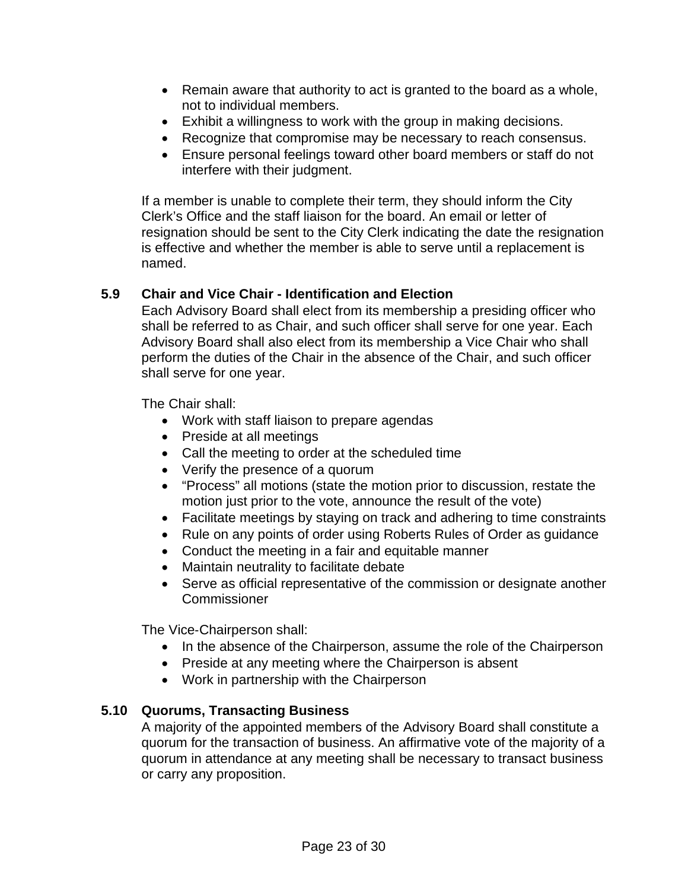- Remain aware that authority to act is granted to the board as a whole, not to individual members.
- Exhibit a willingness to work with the group in making decisions.
- Recognize that compromise may be necessary to reach consensus.
- Ensure personal feelings toward other board members or staff do not interfere with their judgment.

If a member is unable to complete their term, they should inform the City Clerk's Office and the staff liaison for the board. An email or letter of resignation should be sent to the City Clerk indicating the date the resignation is effective and whether the member is able to serve until a replacement is named.

### 5.9 Chair and Vice Chair - Identification and Election

Each Advisory Board shall elect from its membership a presiding officer who shall be referred to as Chair, and such officer shall serve for one year. Each Advisory Board shall also elect from its membership a Vice Chair who shall perform the duties of the Chair in the absence of the Chair, and such officer shall serve for one year.

The Chair shall:

- Work with staff liaison to prepare agendas
- Preside at all meetings
- Call the meeting to order at the scheduled time
- Verify the presence of a quorum
- "Process" all motions (state the motion prior to discussion, restate the motion just prior to the vote, announce the result of the vote)
- Facilitate meetings by staying on track and adhering to time constraints
- Rule on any points of order using Roberts Rules of Order as guidance
- Conduct the meeting in a fair and equitable manner
- Maintain neutrality to facilitate debate
- Serve as official representative of the commission or designate another Commissioner

The Vice-Chairperson shall:

- In the absence of the Chairperson, assume the role of the Chairperson
- Preside at any meeting where the Chairperson is absent
- Work in partnership with the Chairperson

### 5.10 Quorums, Transacting Business

A majority of the appointed members of the Advisory Board shall constitute a quorum for the transaction of business. An affirmative vote of the majority of a quorum in attendance at any meeting shall be necessary to transact business or carry any proposition.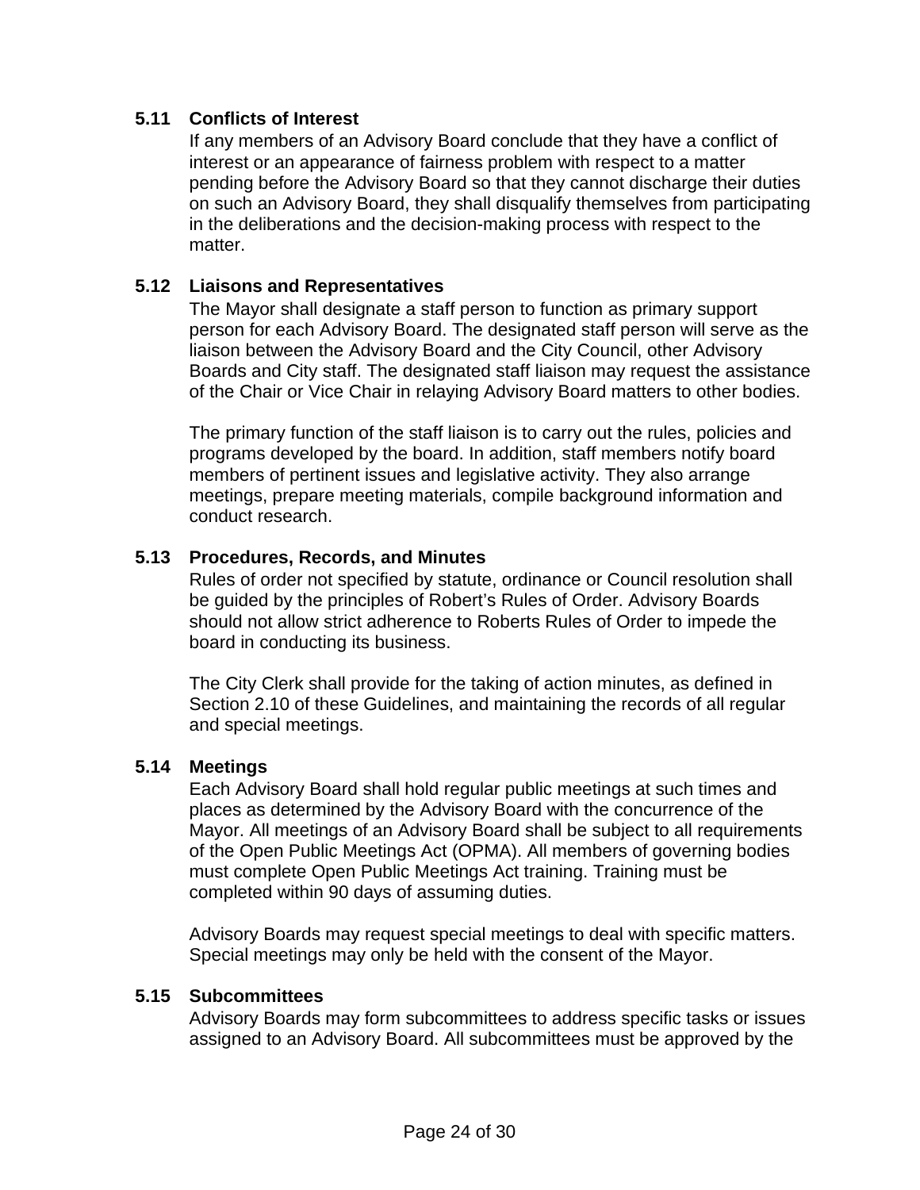### 5.11 Conflicts of Interest

If any members of an Advisory Board conclude that they have a conflict of interest or an appearance of fairness problem with respect to a matter pending before the Advisory Board so that they cannot discharge their duties on such an Advisory Board, they shall disqualify themselves from participating in the deliberations and the decision-making process with respect to the matter.

### 5.12 Liaisons and Representatives

The Mayor shall designate a staff person to function as primary support person for each Advisory Board. The designated staff person will serve as the liaison between the Advisory Board and the City Council, other Advisory Boards and City staff. The designated staff liaison may request the assistance of the Chair or Vice Chair in relaying Advisory Board matters to other bodies.

The primary function of the staff liaison is to carry out the rules, policies and programs developed by the board. In addition, staff members notify board members of pertinent issues and legislative activity. They also arrange meetings, prepare meeting materials, compile background information and conduct research.

### 5.13 Procedures, Records, and Minutes

Rules of order not specified by statute, ordinance or Council resolution shall be guided by the principles of Robert's Rules of Order. Advisory Boards should not allow strict adherence to Roberts Rules of Order to impede the board in conducting its business.

The City Clerk shall provide for the taking of action minutes, as defined in Section 2.10 of these Guidelines, and maintaining the records of all regular and special meetings.

### 5.14 Meetings

Each Advisory Board shall hold regular public meetings at such times and places as determined by the Advisory Board with the concurrence of the Mayor. All meetings of an Advisory Board shall be subject to all requirements of the Open Public Meetings Act (OPMA). All members of governing bodies must complete Open Public Meetings Act training. Training must be completed within 90 days of assuming duties.

Advisory Boards may request special meetings to deal with specific matters. Special meetings may only be held with the consent of the Mayor.

### 5.15 Subcommittees

Advisory Boards may form subcommittees to address specific tasks or issues assigned to an Advisory Board. All subcommittees must be approved by the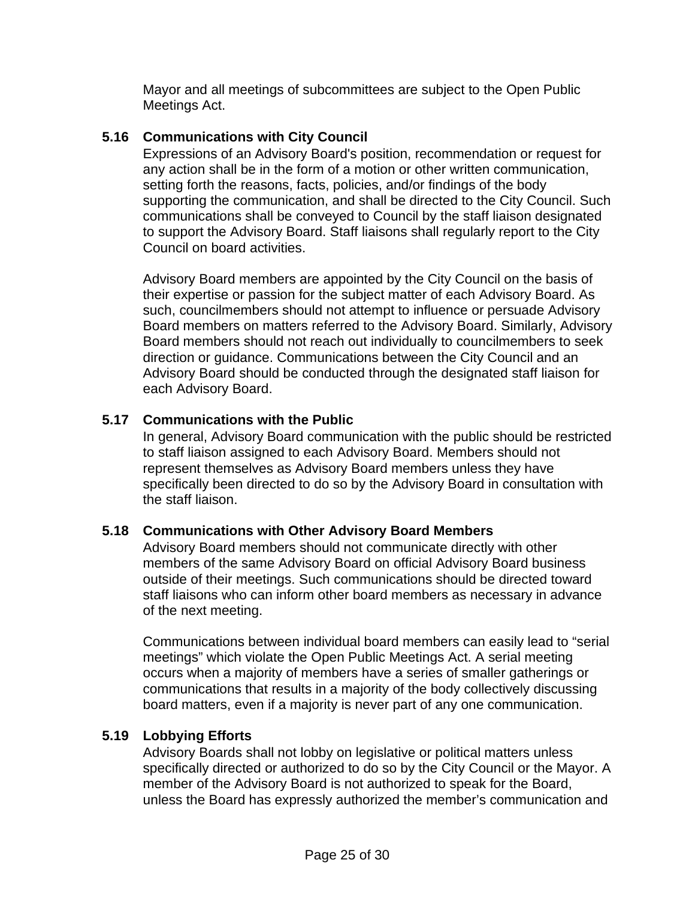Mayor and all meetings of subcommittees are subject to the Open Public Meetings Act.

### 5.16 Communications with City Council

Expressions of an Advisory Board's position, recommendation or request for any action shall be in the form of a motion or other written communication, setting forth the reasons, facts, policies, and/or findings of the body supporting the communication, and shall be directed to the City Council. Such communications shall be conveyed to Council by the staff liaison designated to support the Advisory Board. Staff liaisons shall regularly report to the City Council on board activities.

Advisory Board members are appointed by the City Council on the basis of their expertise or passion for the subject matter of each Advisory Board. As such, councilmembers should not attempt to influence or persuade Advisory Board members on matters referred to the Advisory Board. Similarly, Advisory Board members should not reach out individually to councilmembers to seek direction or guidance. Communications between the City Council and an Advisory Board should be conducted through the designated staff liaison for each Advisory Board.

### 5.17 Communications with the Public

In general, Advisory Board communication with the public should be restricted to staff liaison assigned to each Advisory Board. Members should not represent themselves as Advisory Board members unless they have specifically been directed to do so by the Advisory Board in consultation with the staff liaison.

### 5.18 Communications with Other Advisory Board Members

Advisory Board members should not communicate directly with other members of the same Advisory Board on official Advisory Board business outside of their meetings. Such communications should be directed toward staff liaisons who can inform other board members as necessary in advance of the next meeting.

Communications between individual board members can easily lead to "serial meetings" which violate the Open Public Meetings Act. A serial meeting occurs when a majority of members have a series of smaller gatherings or communications that results in a majority of the body collectively discussing board matters, even if a majority is never part of any one communication.

### 5.19 Lobbying Efforts

Advisory Boards shall not lobby on legislative or political matters unless specifically directed or authorized to do so by the City Council or the Mayor. A member of the Advisory Board is not authorized to speak for the Board, unless the Board has expressly authorized the member's communication and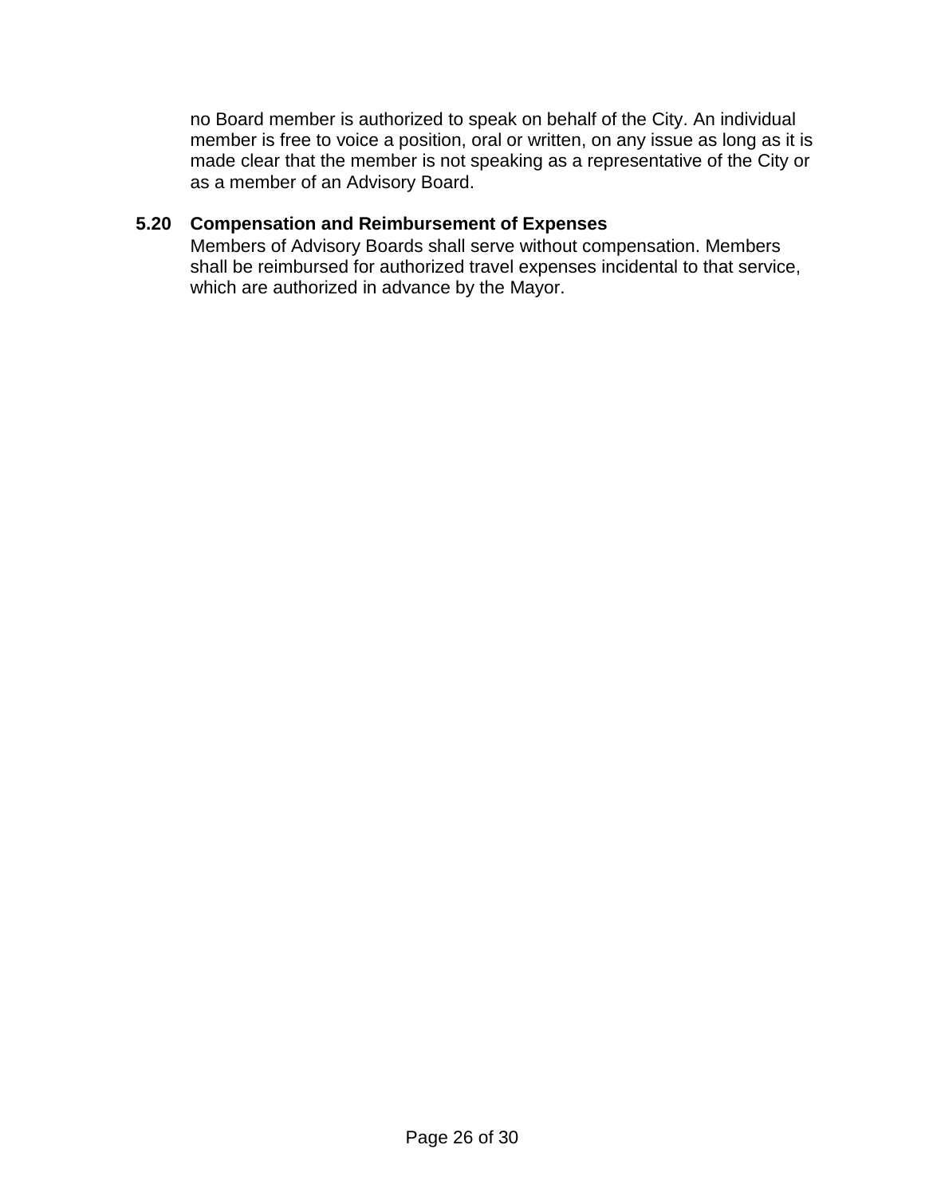no Board member is authorized to speak on behalf of the City. An individual member is free to voice a position, oral or written, on any issue as long as it is made clear that the member is not speaking as a representative of the City or as a member of an Advisory Board.

### 5.20 Compensation and Reimbursement of Expenses

Members of Advisory Boards shall serve without compensation. Members shall be reimbursed for authorized travel expenses incidental to that service, which are authorized in advance by the Mayor.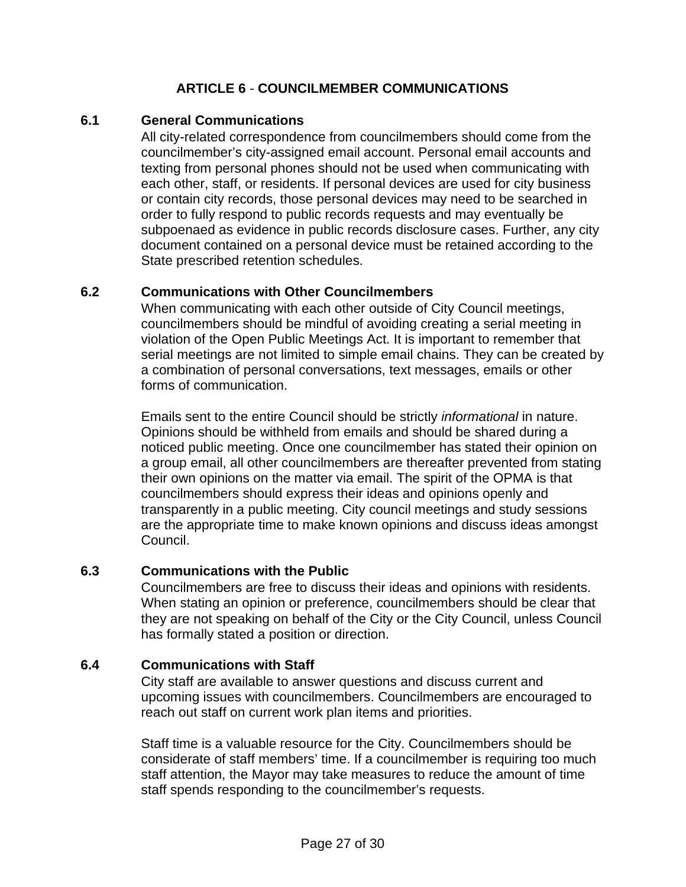# ARTICLE 6 - COUNCILMEMBER COMMUNICATIONS

## 6.1 General Communications

All city-related correspondence from councilmembers should come from the councilmember's city-assigned email account. Personal email accounts and texting from personal phones should not be used when communicating with each other, staff, or residents. If personal devices are used for city business or contain city records, those personal devices may need to be searched in order to fully respond to public records requests and may eventually be subpoenaed as evidence in public records disclosure cases. Further, any city document contained on a personal device must be retained according to the State prescribed retention schedules.

## 6.2 Communications with Other Councilmembers

When communicating with each other outside of City Council meetings, councilmembers should be mindful of avoiding creating a serial meeting in violation of the Open Public Meetings Act. It is important to remember that serial meetings are not limited to simple email chains. They can be created by a combination of personal conversations, text messages, emails or other forms of communication.

Emails sent to the entire Council should be strictly *informational* in nature. Opinions should be withheld from emails and should be shared during a noticed public meeting. Once one councilmember has stated their opinion on a group email, all other councilmembers are thereafter prevented from stating their own opinions on the matter via email. The spirit of the OPMA is that councilmembers should express their ideas and opinions openly and transparently in a public meeting. City council meetings and study sessions are the appropriate time to make known opinions and discuss ideas amongst Council.

## 6.3 Communications with the Public

Councilmembers are free to discuss their ideas and opinions with residents. When stating an opinion or preference, councilmembers should be clear that they are not speaking on behalf of the City or the City Council, unless Council has formally stated a position or direction.

## 6.4 Communications with Staff

City staff are available to answer questions and discuss current and upcoming issues with councilmembers. Councilmembers are encouraged to reach out staff on current work plan items and priorities.

Staff time is a valuable resource for the City. Councilmembers should be considerate of staff members' time. If a councilmember is requiring too much staff attention, the Mayor may take measures to reduce the amount of time staff spends responding to the councilmember's requests.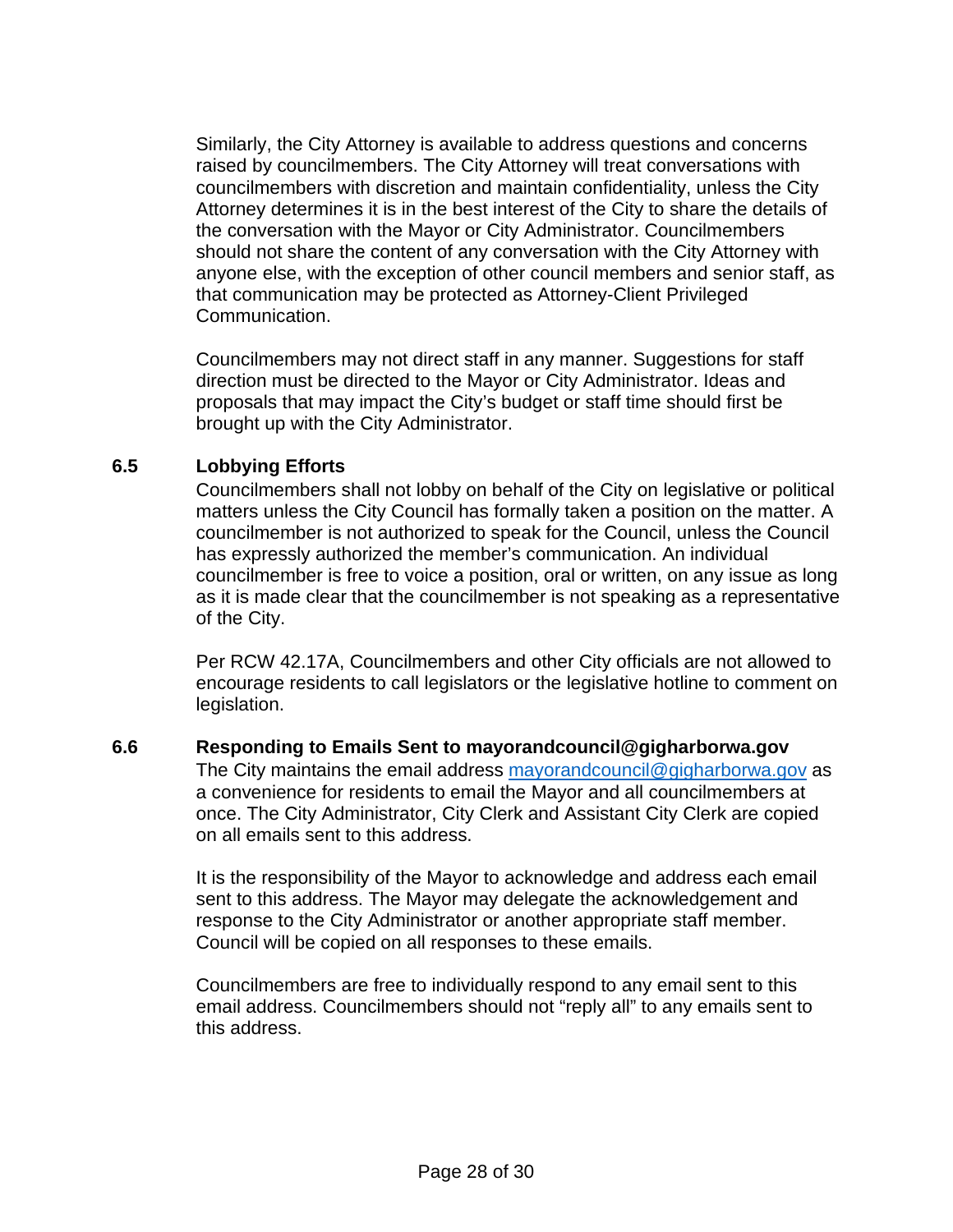Similarly, the City Attorney is available to address questions and concerns raised by councilmembers. The City Attorney will treat conversations with councilmembers with discretion and maintain confidentiality, unless the City Attorney determines it is in the best interest of the City to share the details of the conversation with the Mayor or City Administrator. Councilmembers should not share the content of any conversation with the City Attorney with anyone else, with the exception of other council members and senior staff, as that communication may be protected as Attorney-Client Privileged Communication.

Councilmembers may not direct staff in any manner. Suggestions for staff direction must be directed to the Mayor or City Administrator. Ideas and proposals that may impact the City's budget or staff time should first be brought up with the City Administrator.

### 6.5 Lobbying Efforts

Councilmembers shall not lobby on behalf of the City on legislative or political matters unless the City Council has formally taken a position on the matter. A councilmember is not authorized to speak for the Council, unless the Council has expressly authorized the member's communication. An individual councilmember is free to voice a position, oral or written, on any issue as long as it is made clear that the councilmember is not speaking as a representative of the City.

Per RCW 42.17A, Councilmembers and other City officials are not allowed to encourage residents to call legislators or the legislative hotline to comment on legislation.

### 6.6 Responding to Emails Sent to mayorandcouncil@gigharborwa.gov

The City maintains the email address mayorandcouncil@gigharborwa.gov as a convenience for residents to email the Mayor and all councilmembers at once. The City Administrator, City Clerk and Assistant City Clerk are copied on all emails sent to this address.

It is the responsibility of the Mayor to acknowledge and address each email sent to this address. The Mayor may delegate the acknowledgement and response to the City Administrator or another appropriate staff member. Council will be copied on all responses to these emails.

Councilmembers are free to individually respond to any email sent to this email address. Councilmembers should not "reply all" to any emails sent to this address.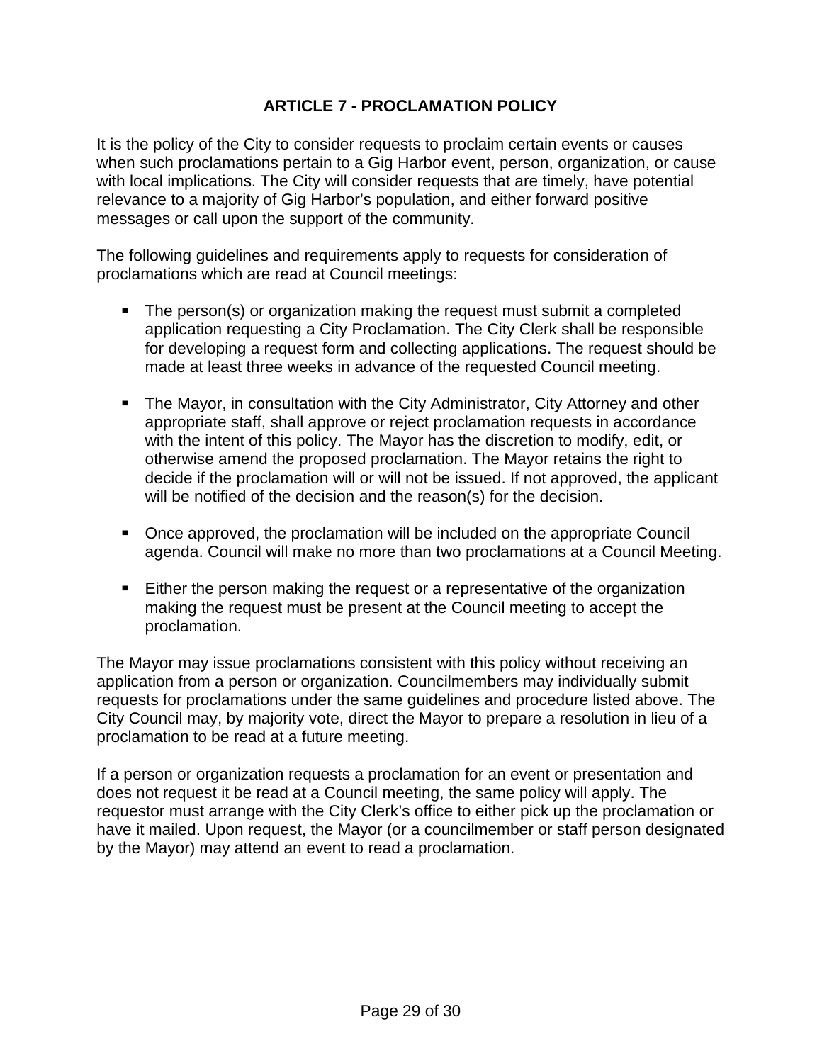## ARTICLE 7 - PROCLAMATION POLICY

It is the policy of the City to consider requests to proclaim certain events or causes when such proclamations pertain to a Gig Harbor event, person, organization, or cause with local implications. The City will consider requests that are timely, have potential relevance to a majority of Gig Harbor's population, and either forward positive messages or call upon the support of the community.

The following guidelines and requirements apply to requests for consideration of proclamations which are read at Council meetings:

- The person(s) or organization making the request must submit a completed application requesting a City Proclamation. The City Clerk shall be responsible for developing a request form and collecting applications. The request should be made at least three weeks in advance of the requested Council meeting.

- The Mayor, in consultation with the City Administrator, City Attorney and other appropriate staff, shall approve or reject proclamation requests in accordance with the intent of this policy. The Mayor has the discretion to modify, edit, or otherwise amend the proposed proclamation. The Mayor retains the right to decide if the proclamation will or will not be issued. If not approved, the applicant will be notified of the decision and the reason(s) for the decision.

- Once approved, the proclamation will be included on the appropriate Council agenda. Council will make no more than two proclamations at a Council Meeting.

- Either the person making the request or a representative of the organization making the request must be present at the Council meeting to accept the proclamation.

The Mayor may issue proclamations consistent with this policy without receiving an application from a person or organization. Councilmembers may individually submit requests for proclamations under the same guidelines and procedure listed above. The City Council may, by majority vote, direct the Mayor to prepare a resolution in lieu of a proclamation to be read at a future meeting.

If a person or organization requests a proclamation for an event or presentation and does not request it be read at a Council meeting, the same policy will apply. The requestor must arrange with the City Clerk's office to either pick up the proclamation or have it mailed. Upon request, the Mayor (or a councilmember or staff person designated by the Mayor) may attend an event to read a proclamation.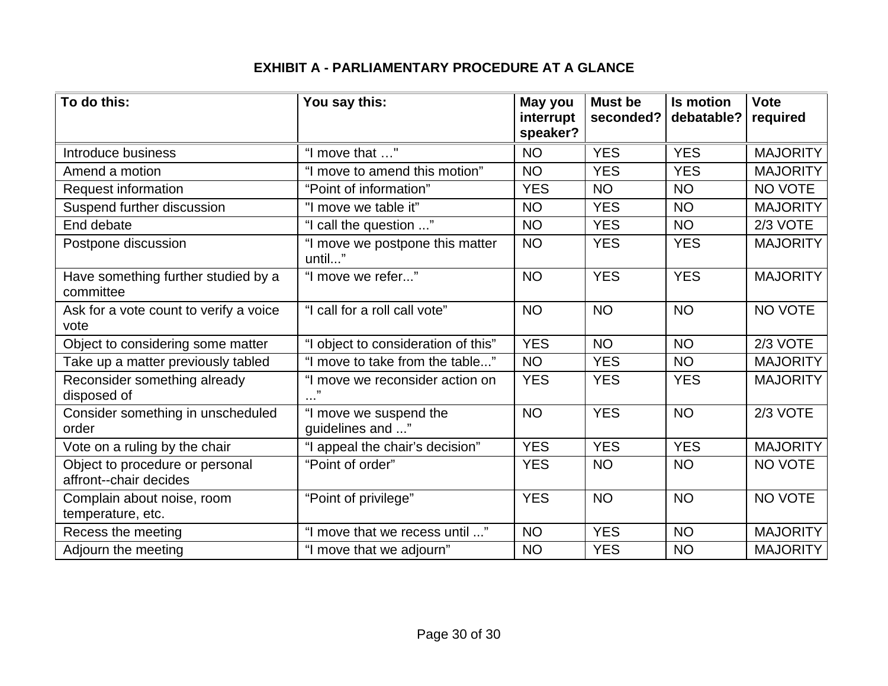**EXHIBIT A - PARLIAMENTARY PROCEDURE AT A GLANCE**

| To do this: | You say this: | May you interrupt speaker? | Must be seconded? | Is motion debatable? | Vote required |
|---|---|---|---|---|---|
| Introduce business | “I move that …" | NO | YES | YES | MAJORITY |
| Amend a motion | “I move to amend this motion” | NO | YES | YES | MAJORITY |
| Request information | “Point of information” | YES | NO | NO | NO VOTE |
| Suspend further discussion | "I move we table it” | NO | YES | NO | MAJORITY |
| End debate | “I call the question ...” | NO | YES | NO | 2/3 VOTE |
| Postpone discussion | “I move we postpone this matter until...” | NO | YES | YES | MAJORITY |
| Have something further studied by a committee | “I move we refer...” | NO | YES | YES | MAJORITY |
| Ask for a vote count to verify a voice vote | “I call for a roll call vote” | NO | NO | NO | NO VOTE |
| Object to considering some matter | “I object to consideration of this” | YES | NO | NO | 2/3 VOTE |
| Take up a matter previously tabled | “I move to take from the table...” | NO | YES | NO | MAJORITY |
| Reconsider something already disposed of | “I move we reconsider action on ...” | YES | YES | YES | MAJORITY |
| Consider something in unscheduled order | “I move we suspend the guidelines and ...” | NO | YES | NO | 2/3 VOTE |
| Vote on a ruling by the chair | “I appeal the chair’s decision” | YES | YES | YES | MAJORITY |
| Object to procedure or personal affront--chair decides | “Point of order” | YES | NO | NO | NO VOTE |
| Complain about noise, room temperature, etc. | “Point of privilege” | YES | NO | NO | NO VOTE |
| Recess the meeting | “I move that we recess until ...” | NO | YES | NO | MAJORITY |
| Adjourn the meeting | “I move that we adjourn” | NO | YES | NO | MAJORITY |